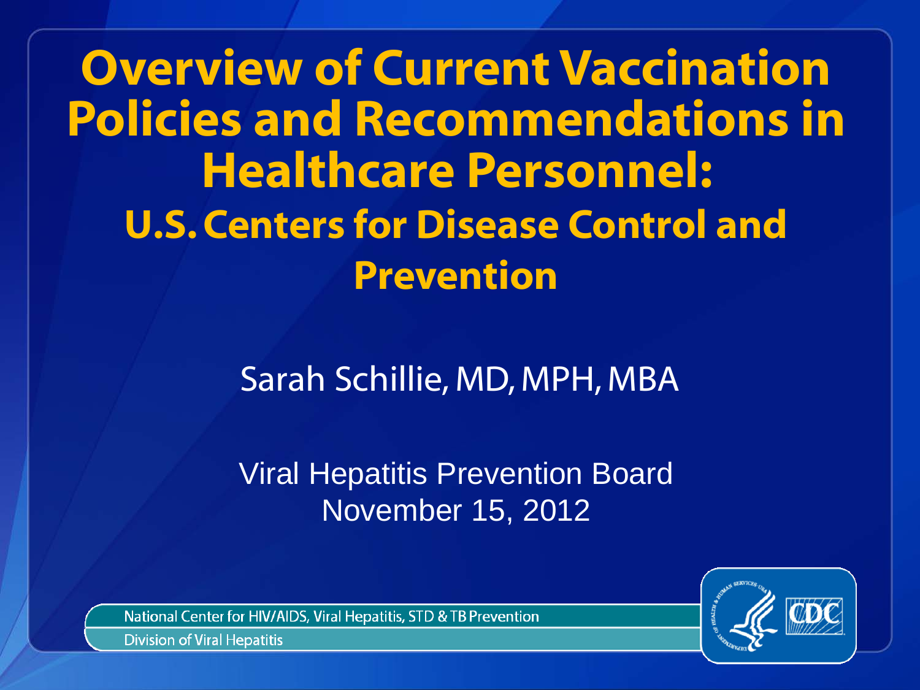# Overview of Current Vaccination Policies and Recommendations in Healthcare Personnel:

## U.S. Centers for Disease Control and Prevention

Sarah Schillie, MD, MPH, MBA

Viral Hepatitis Prevention Board
November 15, 2012

National Center for HIV/AIDS, Viral Hepatitis, STD & TB Prevention
Division of Viral Hepatitis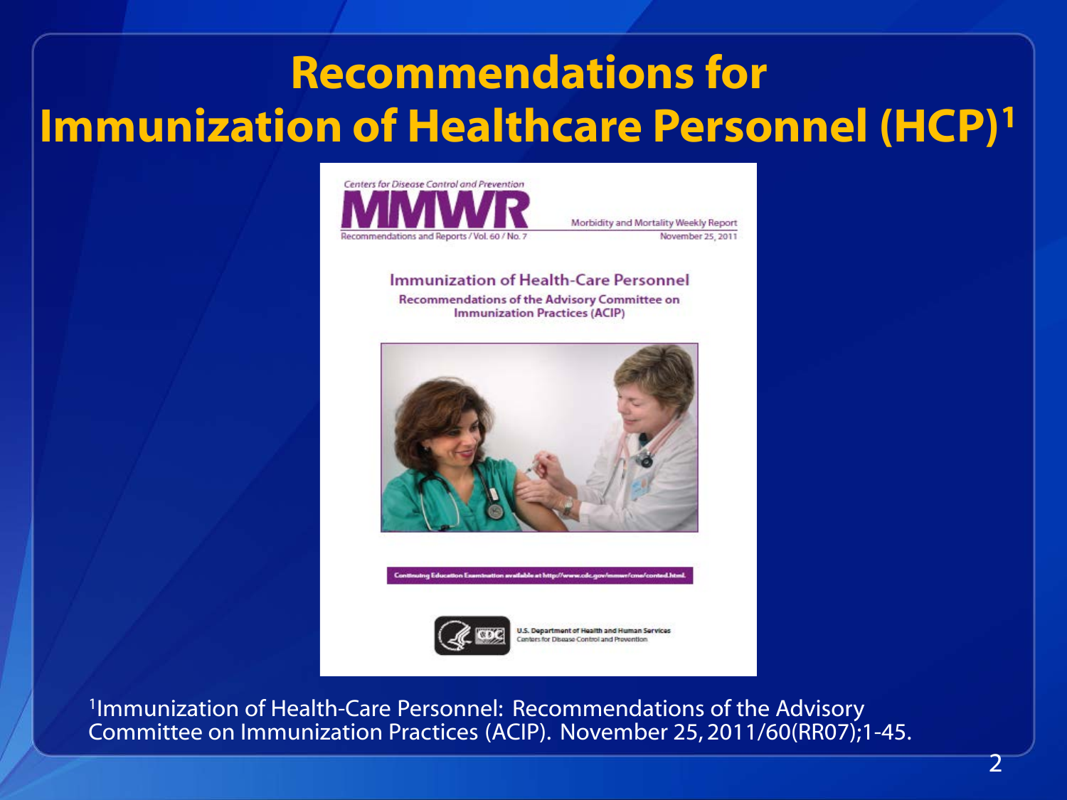# Recommendations for Immunization of Healthcare Personnel (HCP)[1]

Centers for Disease Control and Prevention

MMWR

Recommendations and Reports / Vol. 60 / No. 7

Morbidity and Mortality Weekly Report

November 25, 2011

Immunization of Health-Care Personnel

Recommendations of the Advisory Committee on Immunization Practices (ACIP)

Continuing Education Examination available at http://www.cdc.gov/mmwr/cme/conted.html.

U.S. Department of Health and Human Services

Centers for Disease Control and Prevention

[1]Immunization of Health-Care Personnel: Recommendations of the Advisory Committee on Immunization Practices (ACIP). November 25, 2011/60(RR07);1-45.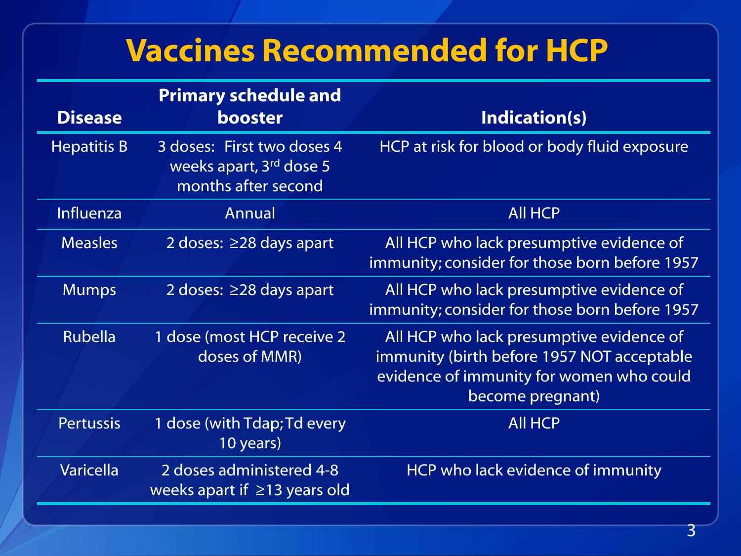# Vaccines Recommended for HCP

| Disease | Primary schedule and booster | Indication(s) |
|---|---|---|
| Hepatitis B | 3 doses: First two doses 4 weeks apart, 3rd dose 5 months after second | HCP at risk for blood or body fluid exposure |
| Influenza | Annual | All HCP |
| Measles | 2 doses: ≥28 days apart | All HCP who lack presumptive evidence of immunity; consider for those born before 1957 |
| Mumps | 2 doses: ≥28 days apart | All HCP who lack presumptive evidence of immunity; consider for those born before 1957 |
| Rubella | 1 dose (most HCP receive 2 doses of MMR) | All HCP who lack presumptive evidence of immunity (birth before 1957 NOT acceptable evidence of immunity for women who could become pregnant) |
| Pertussis | 1 dose (with Tdap; Td every 10 years) | All HCP |
| Varicella | 2 doses administered 4-8 weeks apart if ≥13 years old | HCP who lack evidence of immunity |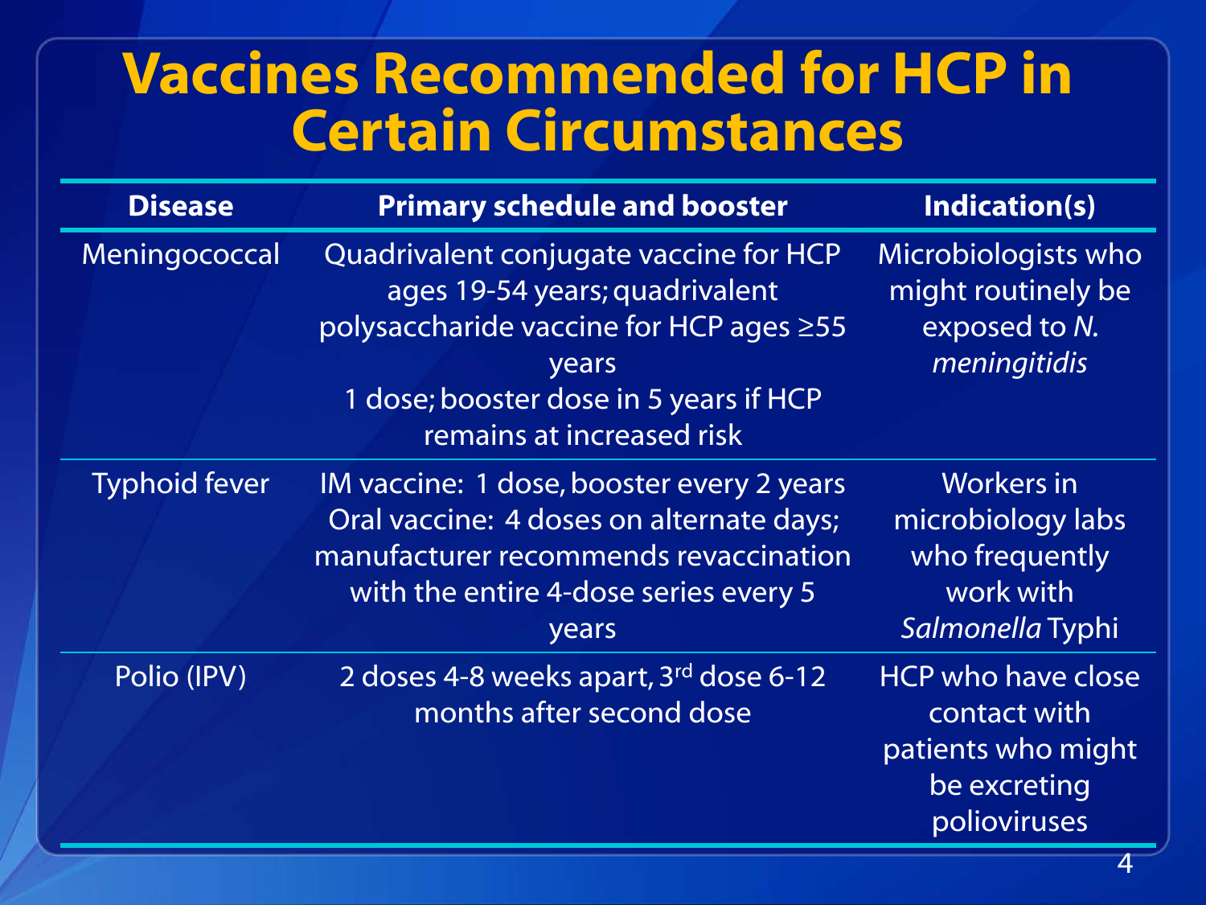# Vaccines Recommended for HCP in Certain Circumstances

| Disease | Primary schedule and booster | Indication(s) |
| --- | --- | --- |
| Meningococcal | Quadrivalent conjugate vaccine for HCP ages 19-54 years; quadrivalent polysaccharide vaccine for HCP ages ≥55 years<br>1 dose; booster dose in 5 years if HCP remains at increased risk | Microbiologists who might routinely be exposed to *N. meningitidis* |
| Typhoid fever | IM vaccine: 1 dose, booster every 2 years<br>Oral vaccine: 4 doses on alternate days; manufacturer recommends revaccination with the entire 4-dose series every 5 years | Workers in microbiology labs who frequently work with *Salmonella* Typhi |
| Polio (IPV) | 2 doses 4-8 weeks apart, 3rd dose 6-12 months after second dose | HCP who have close contact with patients who might be excreting polioviruses |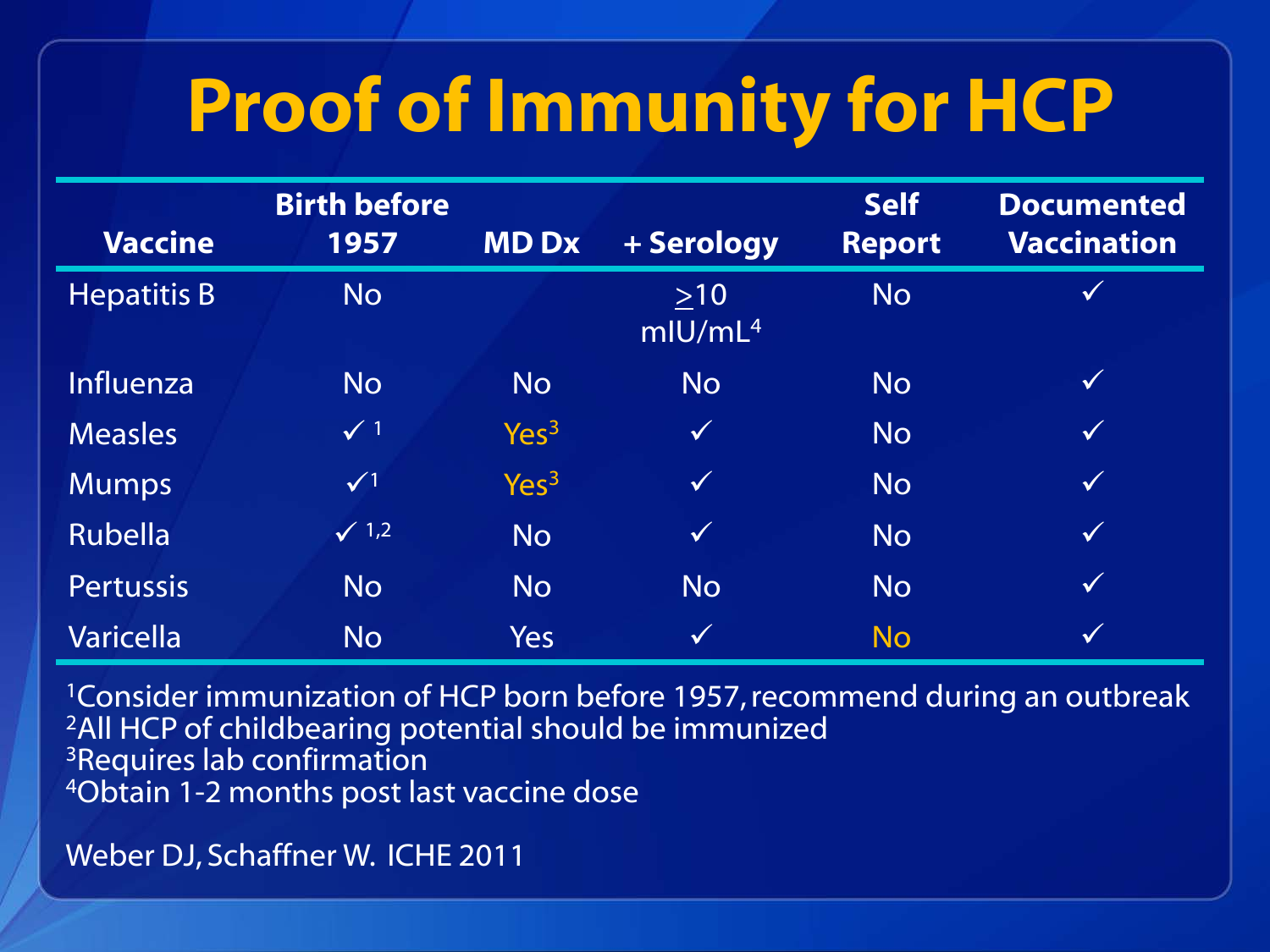# Proof of Immunity for HCP

| Vaccine | Birth before 1957 | MD Dx | + Serology | Self Report | Documented Vaccination |
|---|---|---|---|---|---|
| Hepatitis B | No | | $\geq$10 mIU/mL[4] | No | ✓ |
| Influenza | No | No | No | No | ✓ |
| Measles | ✓ [1] | Yes[3] | ✓ | No | ✓ |
| Mumps | ✓[1] | Yes[3] | ✓ | No | ✓ |
| Rubella | ✓ [1,2] | No | ✓ | No | ✓ |
| Pertussis | No | No | No | No | ✓ |
| Varicella | No | Yes | ✓ | No | ✓ |

[1]Consider immunization of HCP born before 1957, recommend during an outbreak
[2]All HCP of childbearing potential should be immunized
[3]Requires lab confirmation
[4]Obtain 1-2 months post last vaccine dose

Weber DJ, Schaffner W. ICHE 2011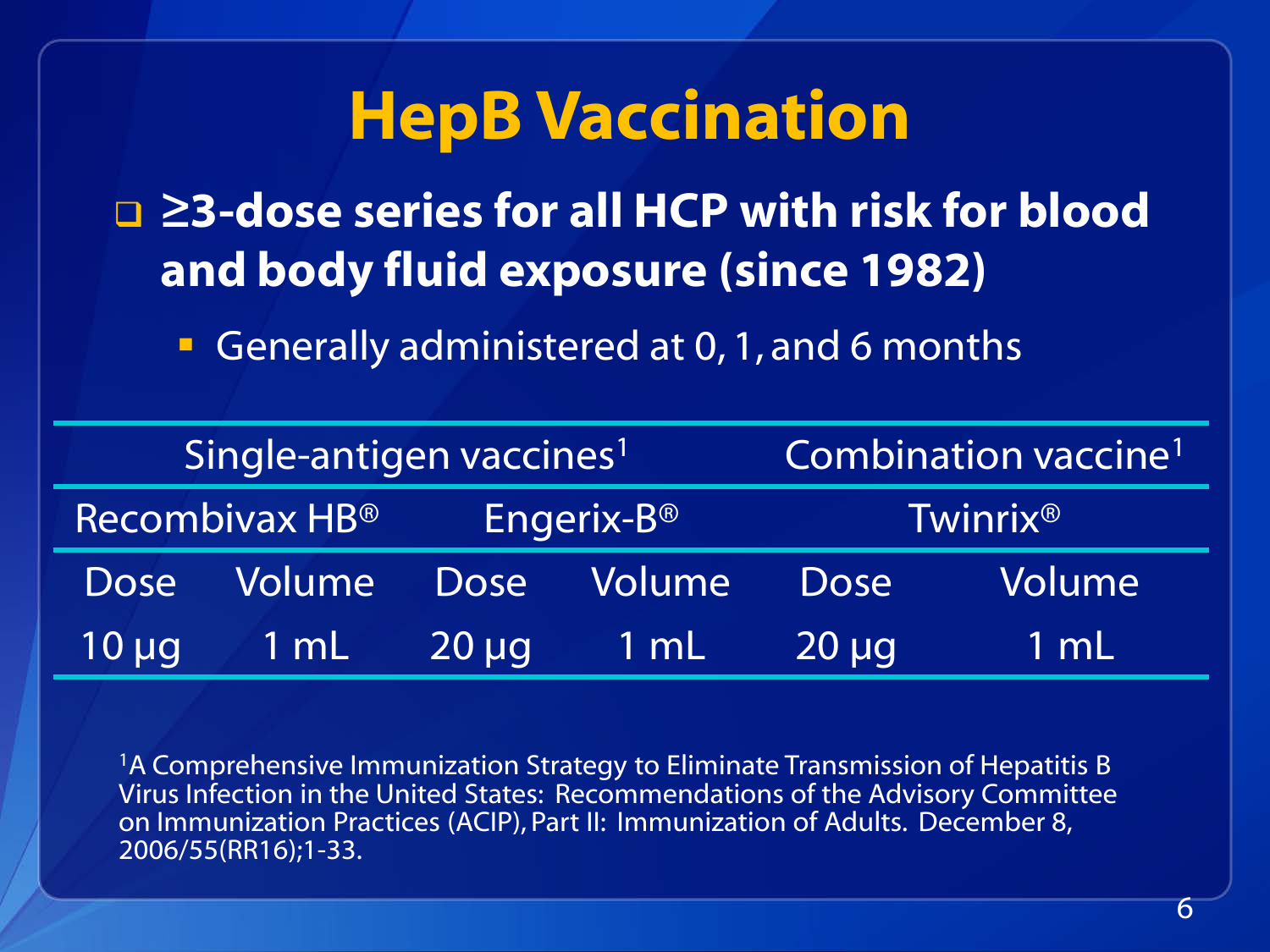# HepB Vaccination

- **≥3-dose series for all HCP with risk for blood and body fluid exposure (since 1982)**
  - Generally administered at 0, 1, and 6 months

| Single-antigen vaccines[1] | | | | Combination vaccine[1] | |
|---|---|---|---|---|---|
| Recombivax HB® | | Engerix-B® | | Twinrix® | |
| Dose | Volume | Dose | Volume | Dose | Volume |
| 10 µg | 1 mL | 20 µg | 1 mL | 20 µg | 1 mL |

[1]A Comprehensive Immunization Strategy to Eliminate Transmission of Hepatitis B Virus Infection in the United States: Recommendations of the Advisory Committee on Immunization Practices (ACIP), Part II: Immunization of Adults. December 8, 2006/55(RR16);1-33.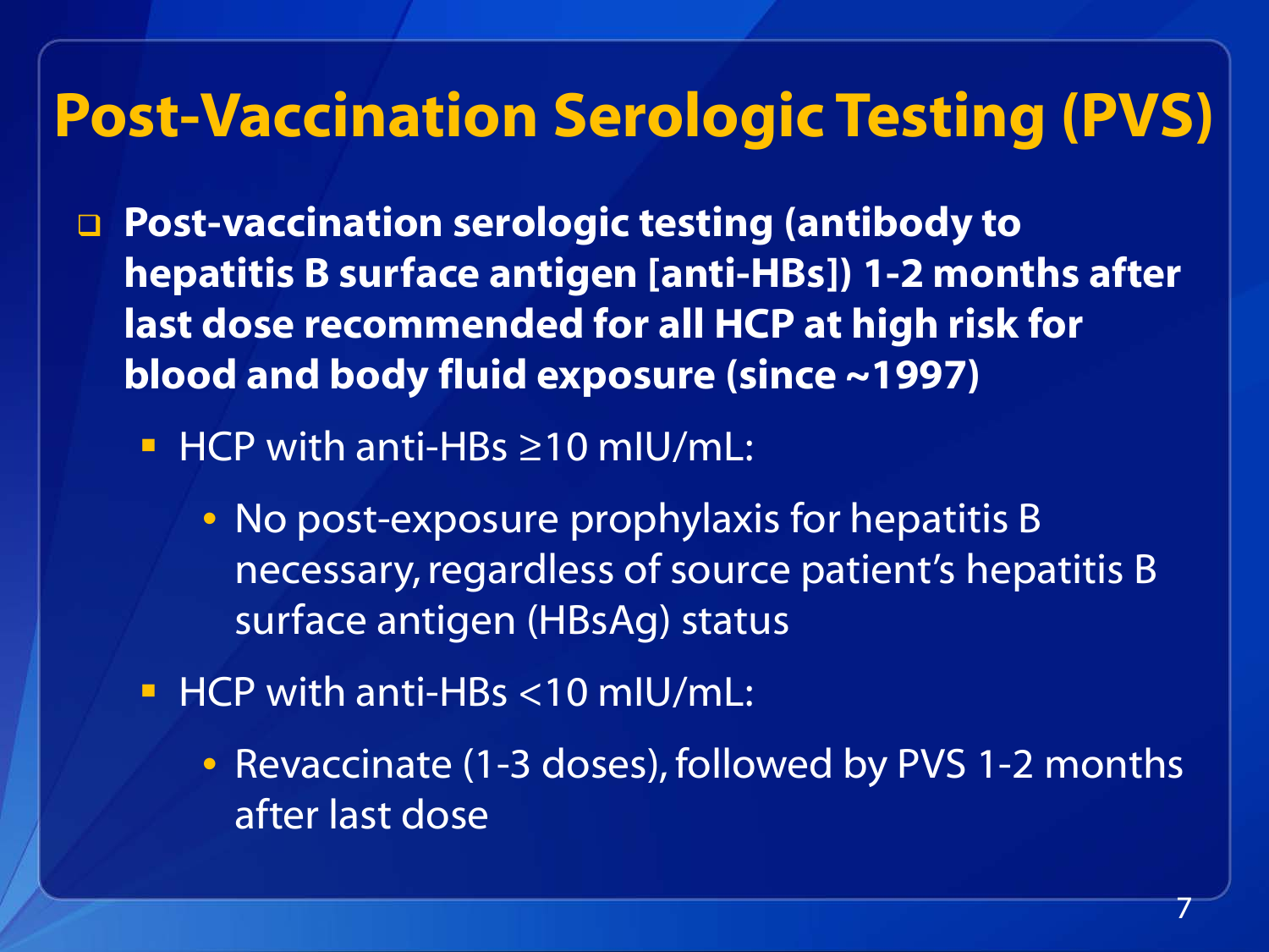# Post-Vaccination Serologic Testing (PVS)

- **Post-vaccination serologic testing (antibody to hepatitis B surface antigen [anti-HBs]) 1-2 months after last dose recommended for all HCP at high risk for blood and body fluid exposure (since ~1997)**
  - HCP with anti-HBs ≥10 mIU/mL:
    - No post-exposure prophylaxis for hepatitis B necessary, regardless of source patient's hepatitis B surface antigen (HBsAg) status
  - HCP with anti-HBs <10 mIU/mL:
    - Revaccinate (1-3 doses), followed by PVS 1-2 months after last dose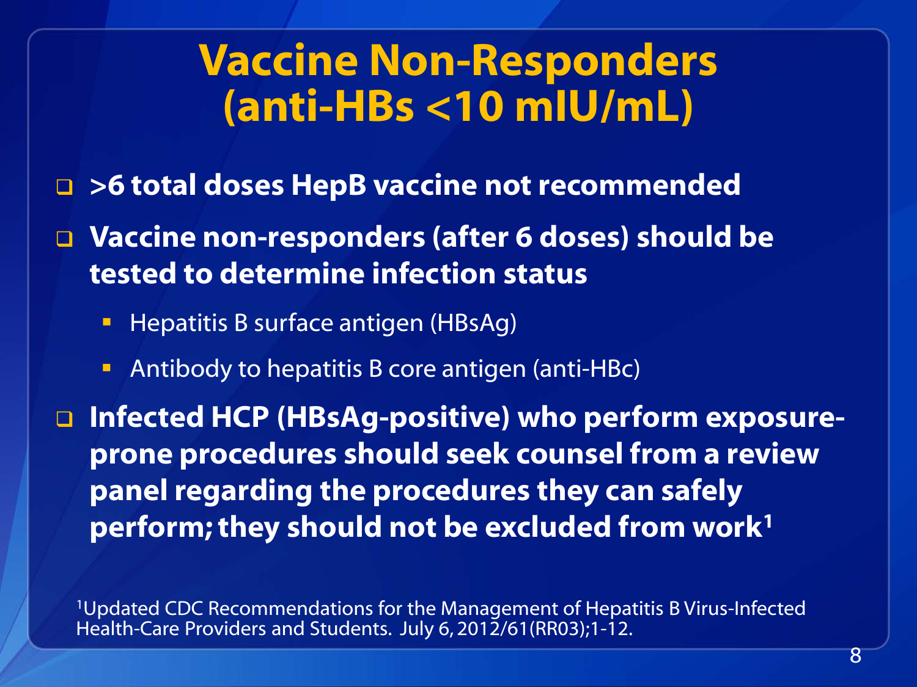# Vaccine Non-Responders (anti-HBs <10 mIU/mL)

- **>6 total doses HepB vaccine not recommended**
- **Vaccine non-responders (after 6 doses) should be tested to determine infection status**
  - Hepatitis B surface antigen (HBsAg)
  - Antibody to hepatitis B core antigen (anti-HBc)
- **Infected HCP (HBsAg-positive) who perform exposure-prone procedures should seek counsel from a review panel regarding the procedures they can safely perform; they should not be excluded from work[1]**

[1]Updated CDC Recommendations for the Management of Hepatitis B Virus-Infected Health-Care Providers and Students. July 6, 2012/61(RR03);1-12.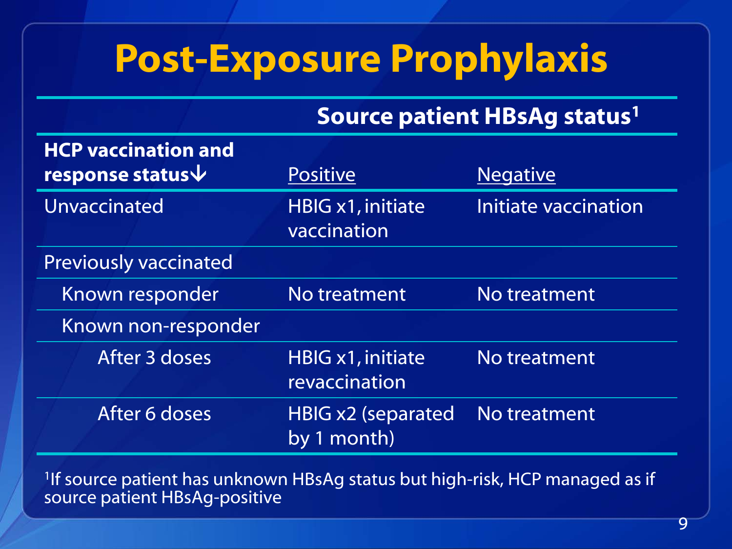# Post-Exposure Prophylaxis

| HCP vaccination and response status↓ | Source patient HBsAg status[1] | |
|---|---|---|
| | Positive | Negative |
| Unvaccinated | HBIG x1, initiate vaccination | Initiate vaccination |
| Previously vaccinated | | |
| Known responder | No treatment | No treatment |
| Known non-responder | | |
| After 3 doses | HBIG x1, initiate revaccination | No treatment |
| After 6 doses | HBIG x2 (separated by 1 month) | No treatment |

[1]If source patient has unknown HBsAg status but high-risk, HCP managed as if source patient HBsAg-positive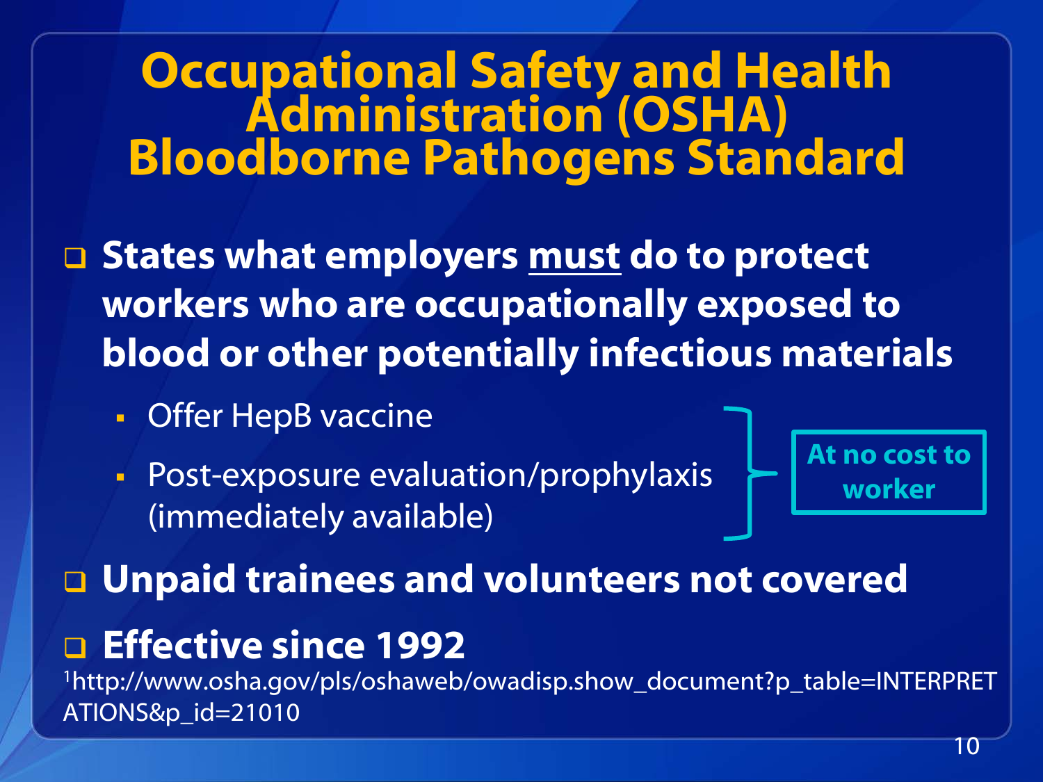# Occupational Safety and Health Administration (OSHA) Bloodborne Pathogens Standard

- **States what employers <u>must</u> do to protect workers who are occupationally exposed to blood or other potentially infectious materials**
  - Offer HepB vaccine
  - Post-exposure evaluation/prophylaxis (immediately available)

  **At no cost to worker**
- **Unpaid trainees and volunteers not covered**
- **Effective since 1992**

[1]http://www.osha.gov/pls/oshaweb/owadisp.show_document?p_table=INTERPRETATIONS&p_id=21010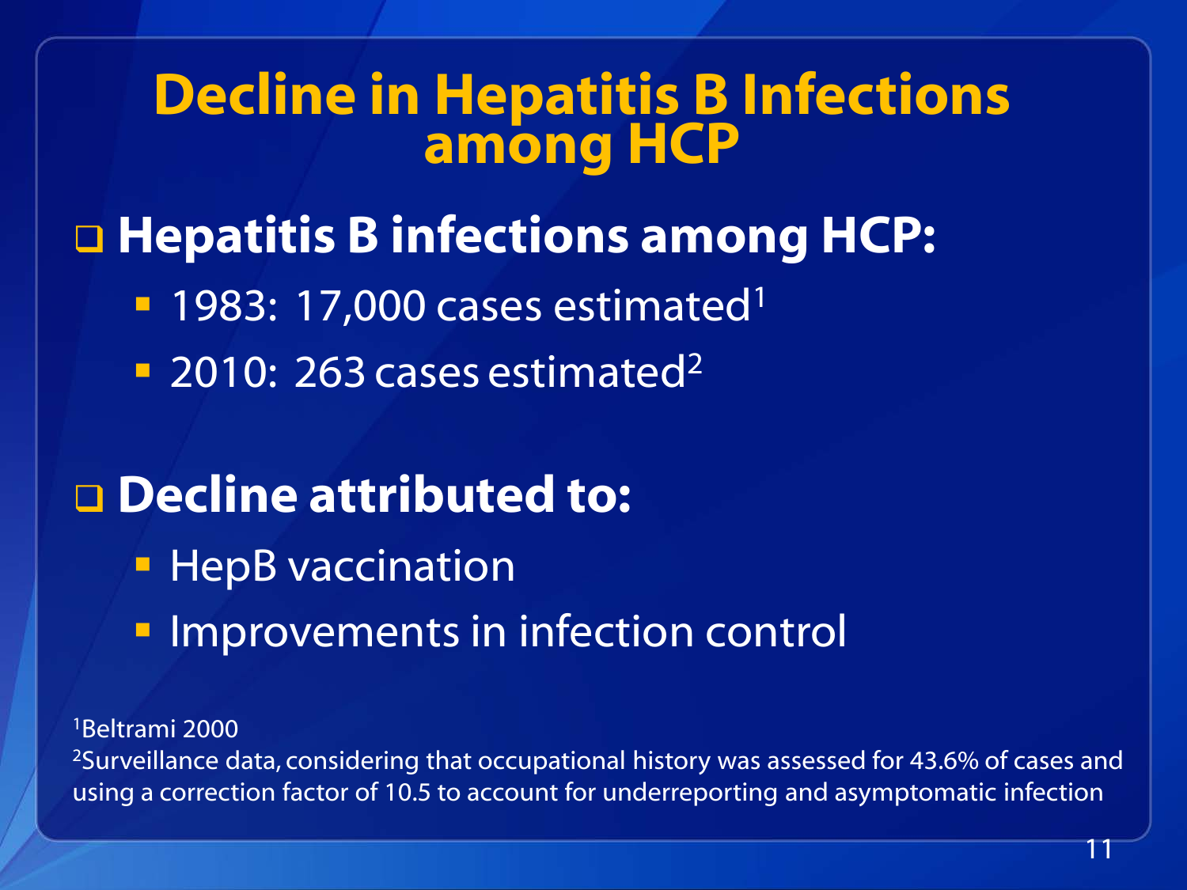# Decline in Hepatitis B Infections among HCP

- **Hepatitis B infections among HCP:**
  - 1983: 17,000 cases estimated[1]
  - 2010: 263 cases estimated[2]

- **Decline attributed to:**
  - HepB vaccination
  - Improvements in infection control

[1]Beltrami 2000

[2]Surveillance data, considering that occupational history was assessed for 43.6% of cases and using a correction factor of 10.5 to account for underreporting and asymptomatic infection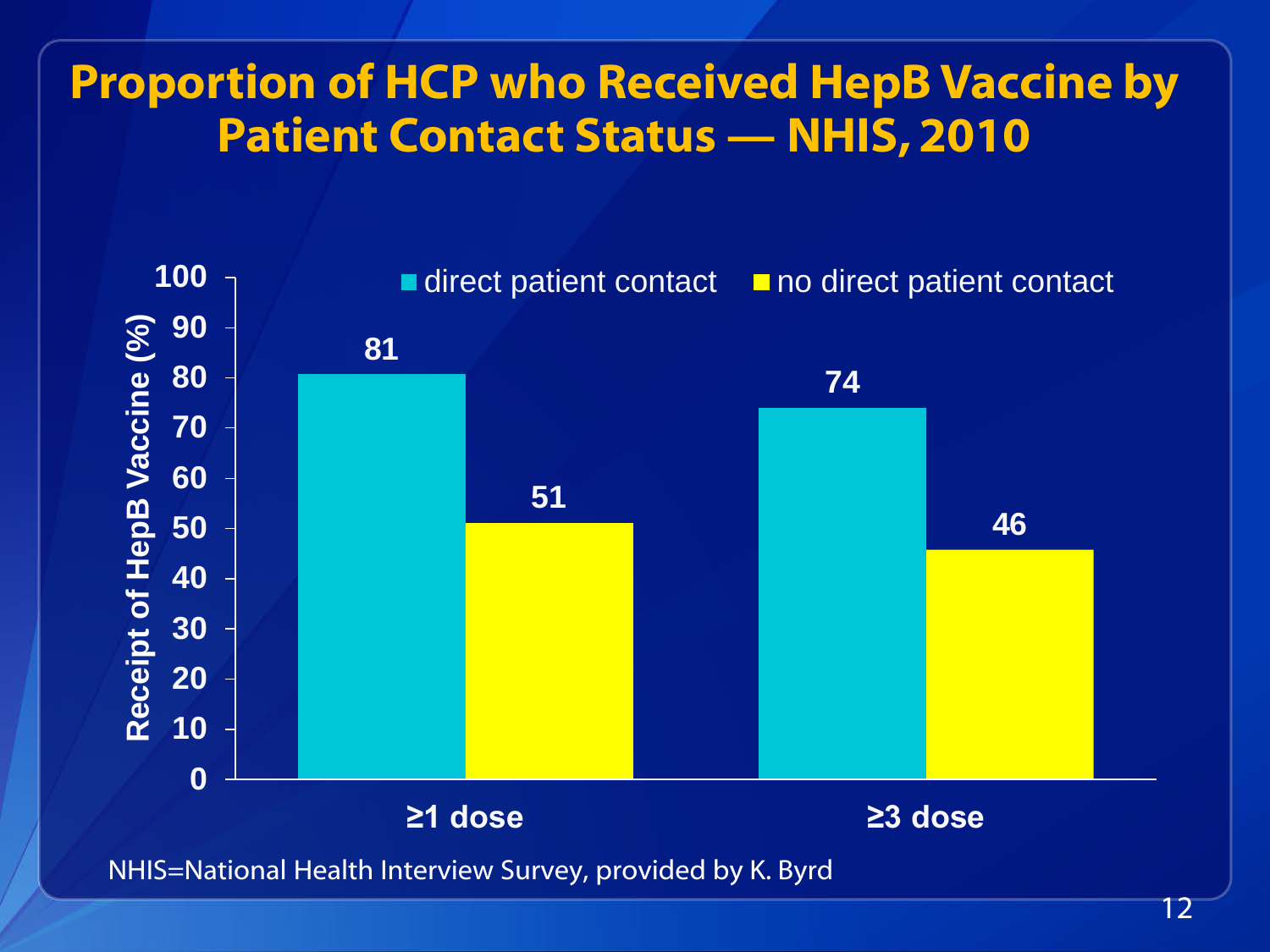# Proportion of HCP who Received HepB Vaccine by Patient Contact Status — NHIS, 2010

| Receipt of HepB Vaccine (%) | direct patient contact | no direct patient contact |
| --- | --- | --- |
| ≥1 dose | 81 | 51 |
| ≥3 dose | 74 | 46 |

NHIS=National Health Interview Survey, provided by K. Byrd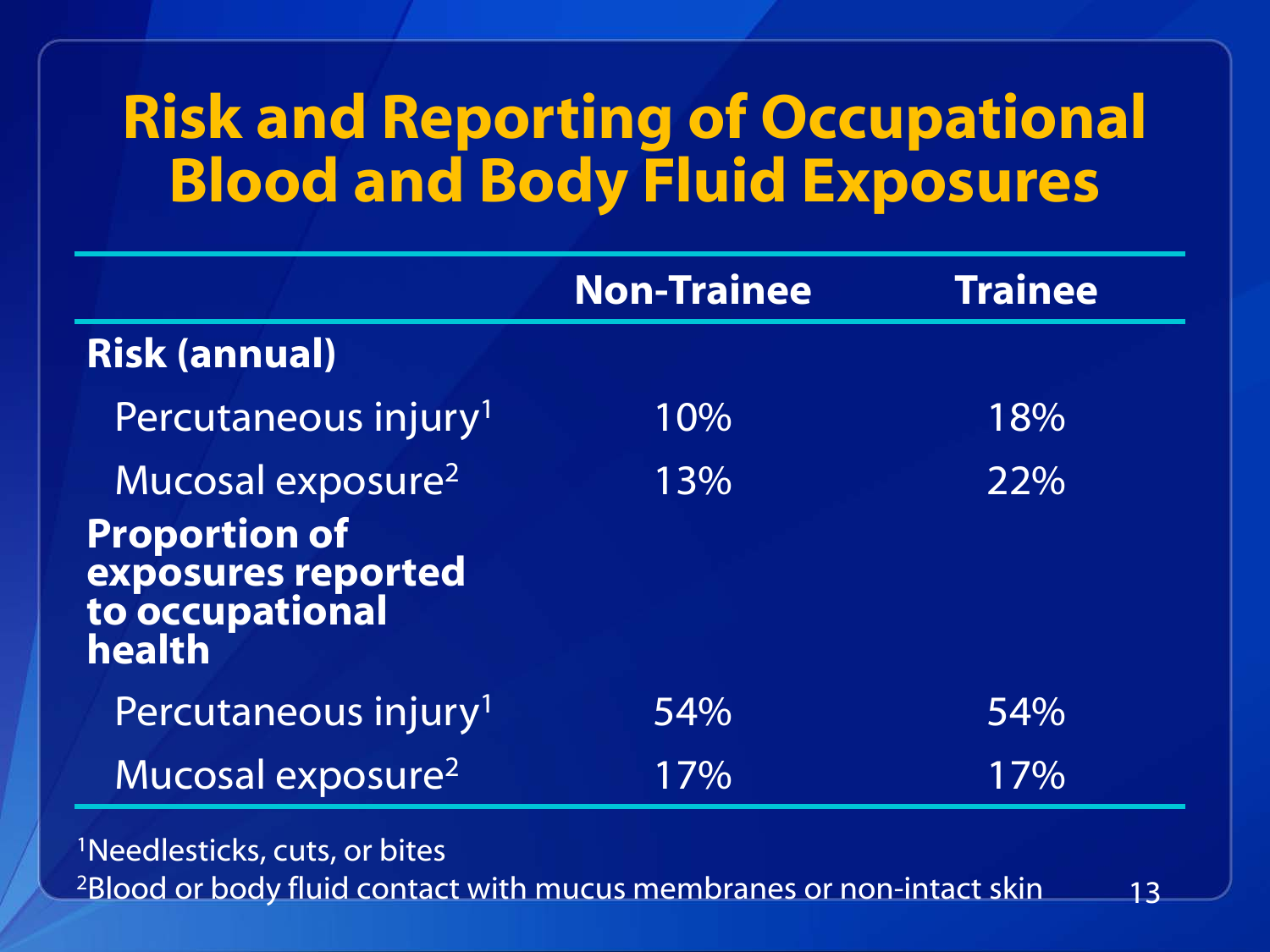# Risk and Reporting of Occupational Blood and Body Fluid Exposures

| | Non-Trainee | Trainee |
|---|---|---|
| **Risk (annual)** | | |
| Percutaneous injury[1] | 10% | 18% |
| Mucosal exposure[2] | 13% | 22% |
| **Proportion of exposures reported to occupational health** | | |
| Percutaneous injury[1] | 54% | 54% |
| Mucosal exposure[2] | 17% | 17% |

[1]Needlesticks, cuts, or bites

[2]Blood or body fluid contact with mucus membranes or non-intact skin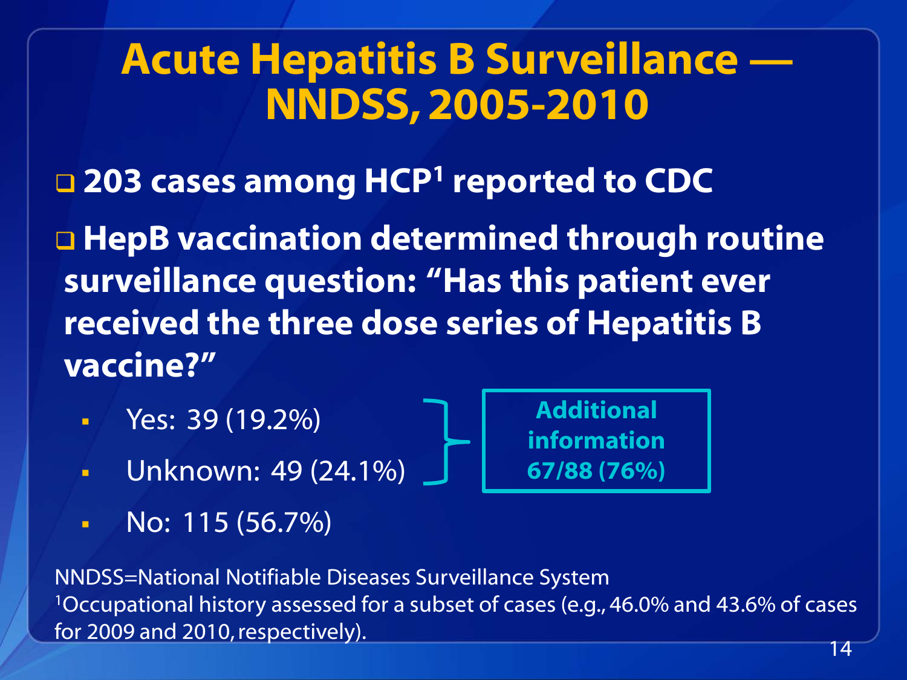# Acute Hepatitis B Surveillance — NNDSS, 2005-2010

- **203 cases among HCP[1] reported to CDC**
- **HepB vaccination determined through routine surveillance question: "Has this patient ever received the three dose series of Hepatitis B vaccine?"**
  - Yes: 39 (19.2%)
  - Unknown: 49 (24.1%)
  - No: 115 (56.7%)

**Additional information 67/88 (76%)**

NNDSS=National Notifiable Diseases Surveillance System

[1]Occupational history assessed for a subset of cases (e.g., 46.0% and 43.6% of cases for 2009 and 2010, respectively).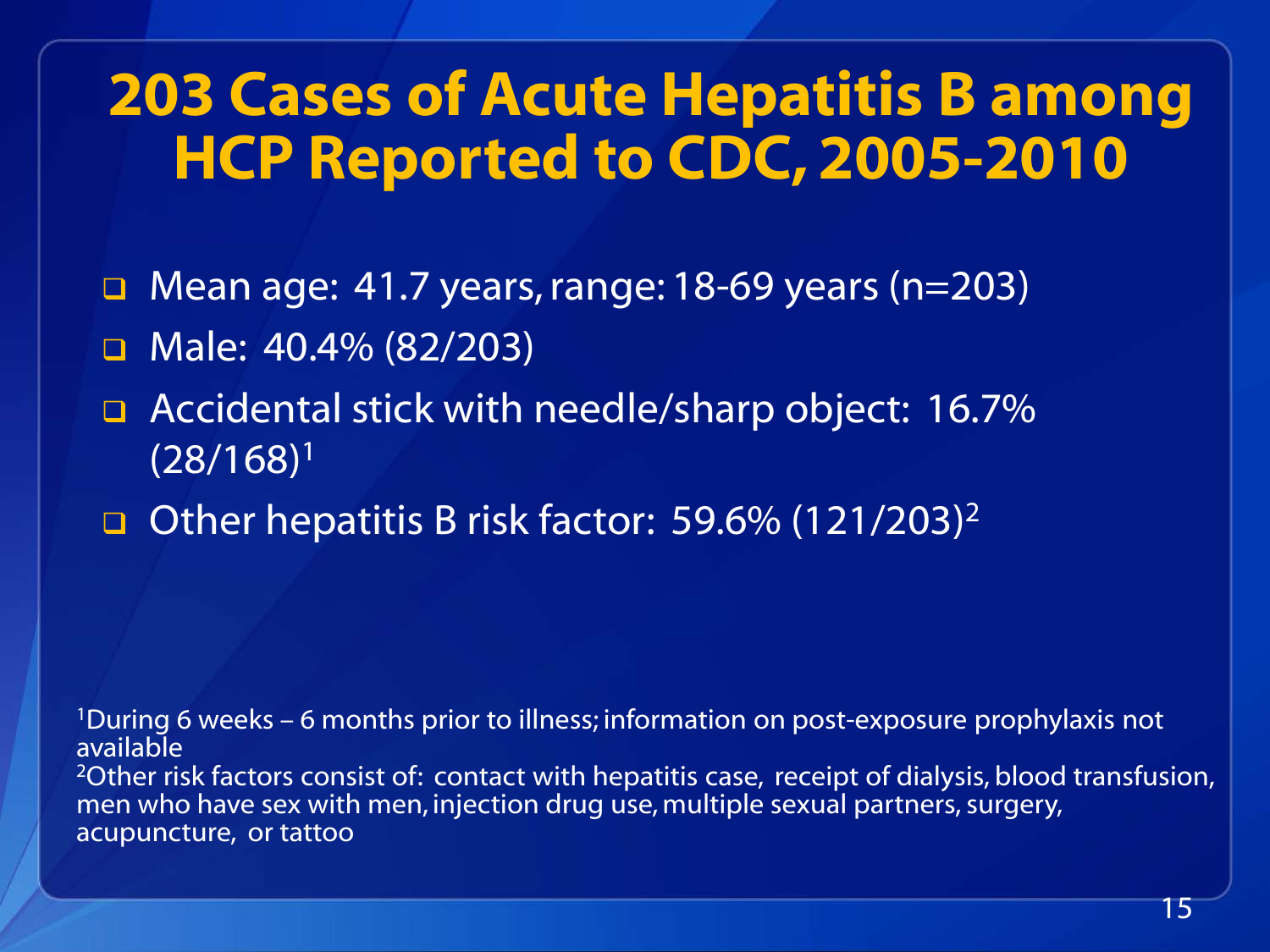# 203 Cases of Acute Hepatitis B among HCP Reported to CDC, 2005-2010

- Mean age: 41.7 years, range: 18-69 years (n=203)
- Male: 40.4% (82/203)
- Accidental stick with needle/sharp object: 16.7% (28/168)[1]
- Other hepatitis B risk factor: 59.6% (121/203)[2]

[1]During 6 weeks – 6 months prior to illness; information on post-exposure prophylaxis not available

[2]Other risk factors consist of: contact with hepatitis case, receipt of dialysis, blood transfusion, men who have sex with men, injection drug use, multiple sexual partners, surgery, acupuncture, or tattoo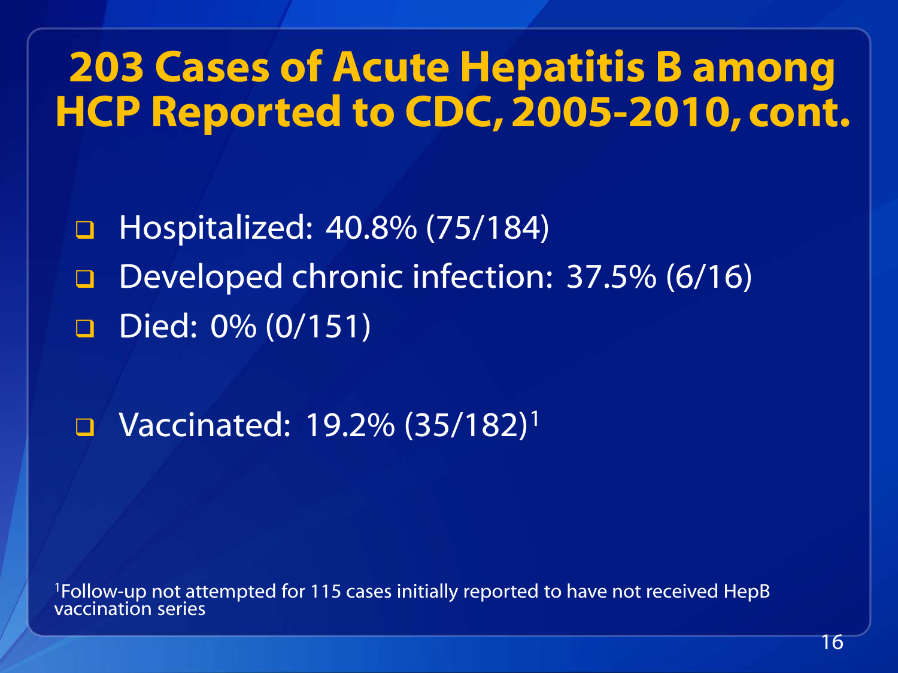# 203 Cases of Acute Hepatitis B among HCP Reported to CDC, 2005-2010, cont.

- Hospitalized: 40.8% (75/184)
- Developed chronic infection: 37.5% (6/16)
- Died: 0% (0/151)

- Vaccinated: 19.2% (35/182)[1]

[1]Follow-up not attempted for 115 cases initially reported to have not received HepB vaccination series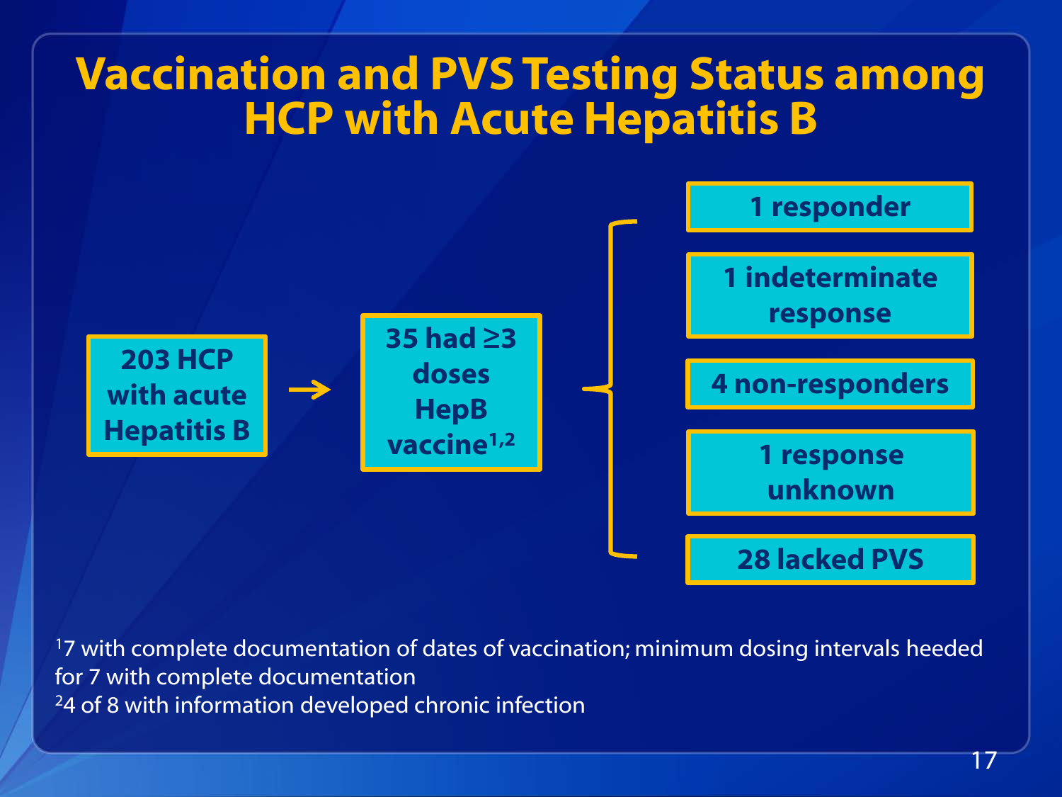# Vaccination and PVS Testing Status among HCP with Acute Hepatitis B

203 HCP with acute Hepatitis B → 35 had ≥3 doses HepB vaccine[1,2]

- 1 responder
- 1 indeterminate response
- 4 non-responders
- 1 response unknown
- 28 lacked PVS

[1] 7 with complete documentation of dates of vaccination; minimum dosing intervals heeded for 7 with complete documentation

[2] 4 of 8 with information developed chronic infection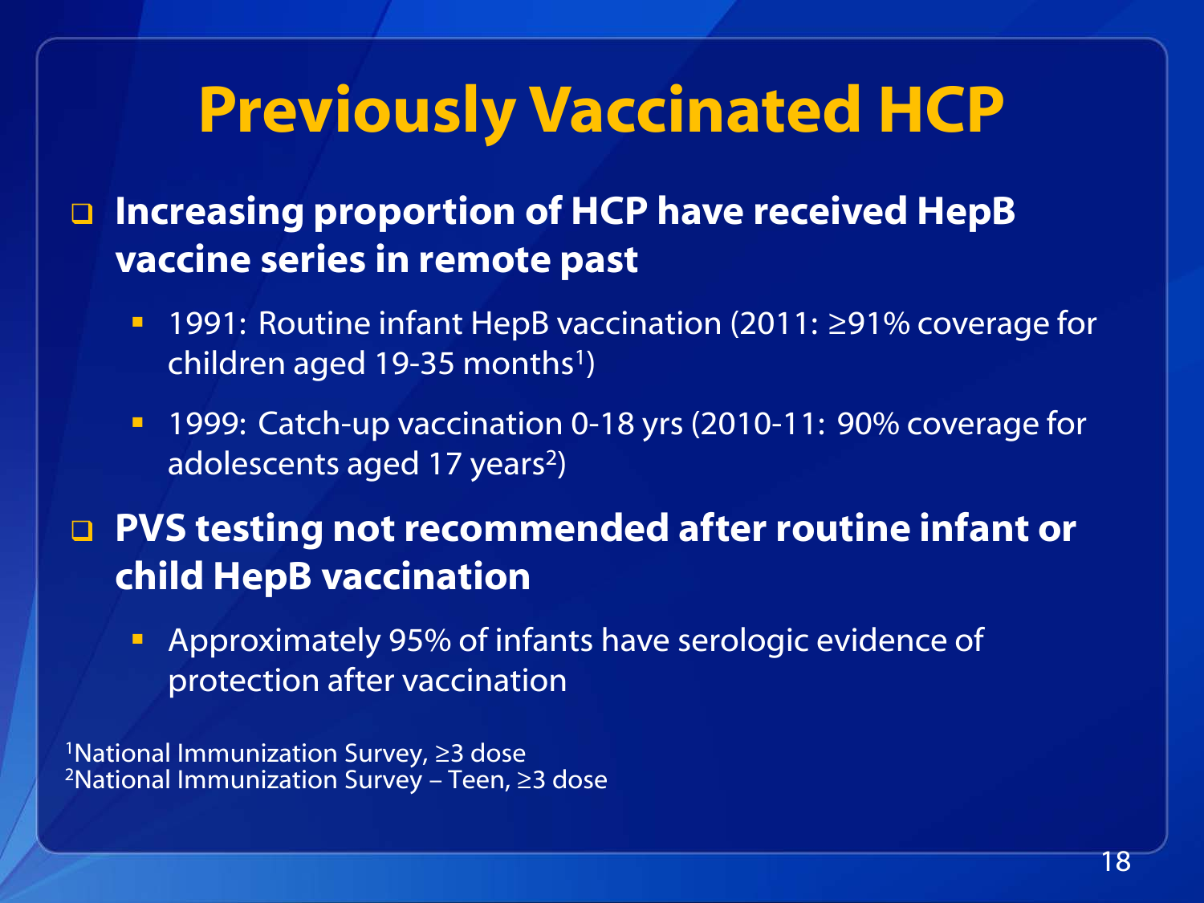# Previously Vaccinated HCP

- **Increasing proportion of HCP have received HepB vaccine series in remote past**
  - 1991: Routine infant HepB vaccination (2011: ≥91% coverage for children aged 19-35 months[1])
  - 1999: Catch-up vaccination 0-18 yrs (2010-11: 90% coverage for adolescents aged 17 years[2])
- **PVS testing not recommended after routine infant or child HepB vaccination**
  - Approximately 95% of infants have serologic evidence of protection after vaccination

[1]National Immunization Survey, ≥3 dose
[2]National Immunization Survey – Teen, ≥3 dose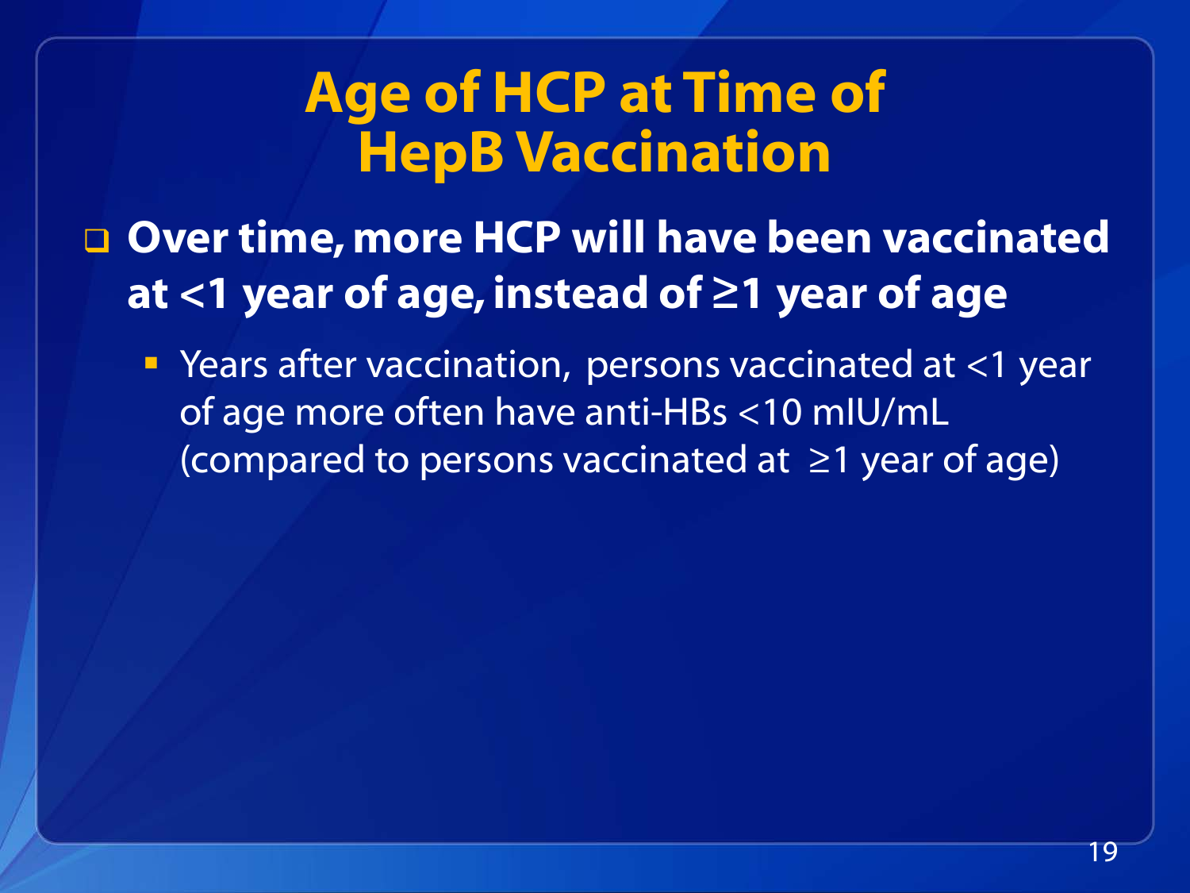# Age of HCP at Time of HepB Vaccination

- **Over time, more HCP will have been vaccinated at <1 year of age, instead of ≥1 year of age**
  - Years after vaccination, persons vaccinated at <1 year of age more often have anti-HBs <10 mIU/mL (compared to persons vaccinated at ≥1 year of age)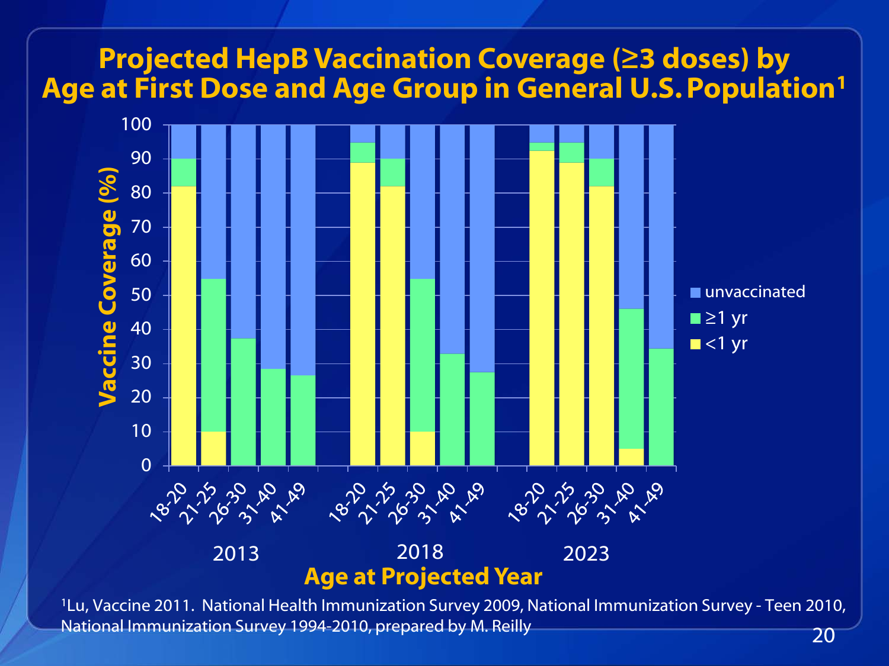# Projected HepB Vaccination Coverage (≥3 doses) by Age at First Dose and Age Group in General U.S. Population[1]

| Projected Year | Age Group | <1 yr (%) | ≥1 yr (%) | Total vaccinated (%) |
|---|---|---|---|---|
| 2013 | 18-20 | 82 | 8 | 90 |
| 2013 | 21-25 | 10 | 45 | 55 |
| 2013 | 26-30 | 0 | 37.5 | 37.5 |
| 2013 | 31-40 | 0 | 28.5 | 28.5 |
| 2013 | 41-49 | 0 | 26.5 | 26.5 |
| 2018 | 18-20 | 89 | 6 | 95 |
| 2018 | 21-25 | 82 | 8 | 90 |
| 2018 | 26-30 | 10 | 45 | 55 |
| 2018 | 31-40 | 0 | 33 | 33 |
| 2018 | 41-49 | 0 | 27.5 | 27.5 |
| 2023 | 18-20 | 92.5 | 2.5 | 95 |
| 2023 | 21-25 | 89 | 6 | 95 |
| 2023 | 26-30 | 82 | 8 | 90 |
| 2023 | 31-40 | 5 | 41 | 46 |
| 2023 | 41-49 | 0 | 34.5 | 34.5 |

Values are approximate readings from a stacked bar chart (y-axis: Vaccine Coverage (%), 0–100; x-axis: Age at Projected Year). Legend: unvaccinated, ≥1 yr, <1 yr. The remainder of each bar to 100% is unvaccinated.

[1]Lu, Vaccine 2011. National Health Immunization Survey 2009, National Immunization Survey - Teen 2010, National Immunization Survey 1994-2010, prepared by M. Reilly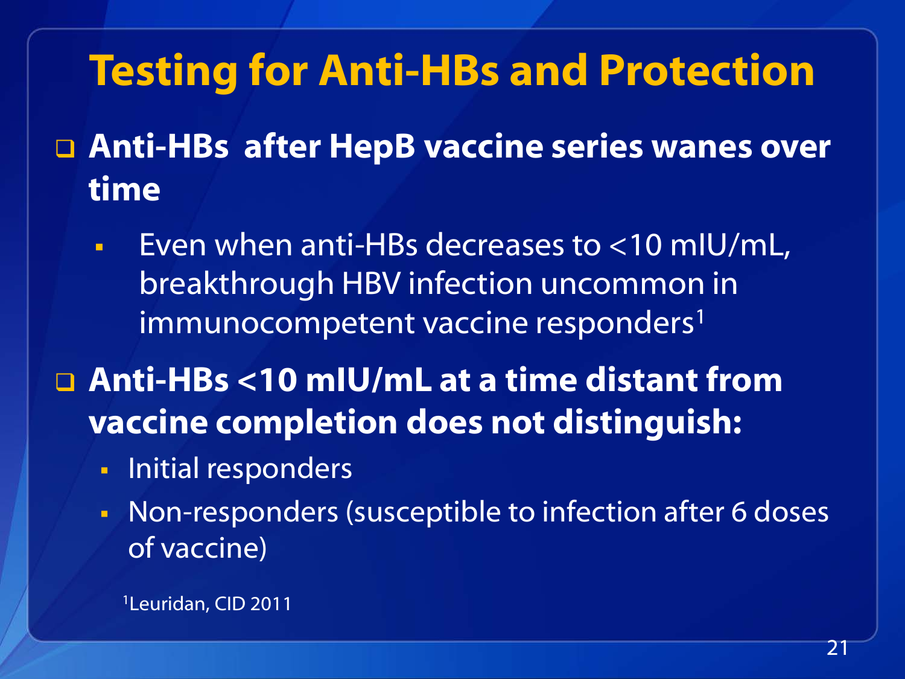# Testing for Anti-HBs and Protection

- **Anti-HBs after HepB vaccine series wanes over time**
  - Even when anti-HBs decreases to <10 mIU/mL, breakthrough HBV infection uncommon in immunocompetent vaccine responders[1]
- **Anti-HBs <10 mIU/mL at a time distant from vaccine completion does not distinguish:**
  - Initial responders
  - Non-responders (susceptible to infection after 6 doses of vaccine)

[1]Leuridan, CID 2011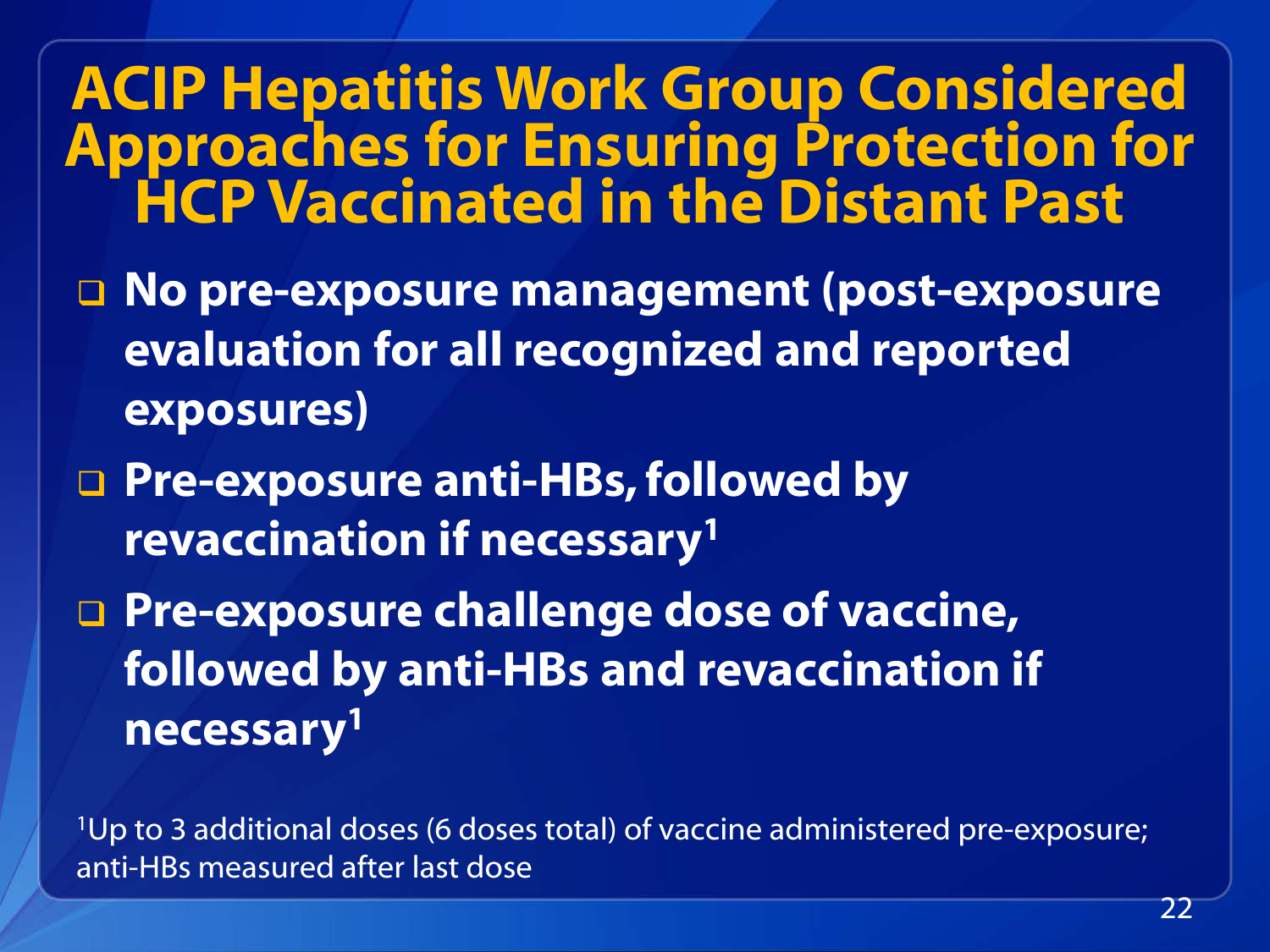# ACIP Hepatitis Work Group Considered Approaches for Ensuring Protection for HCP Vaccinated in the Distant Past

- **No pre-exposure management (post-exposure evaluation for all recognized and reported exposures)**
- **Pre-exposure anti-HBs, followed by revaccination if necessary[1]**
- **Pre-exposure challenge dose of vaccine, followed by anti-HBs and revaccination if necessary[1]**

[1]Up to 3 additional doses (6 doses total) of vaccine administered pre-exposure; anti-HBs measured after last dose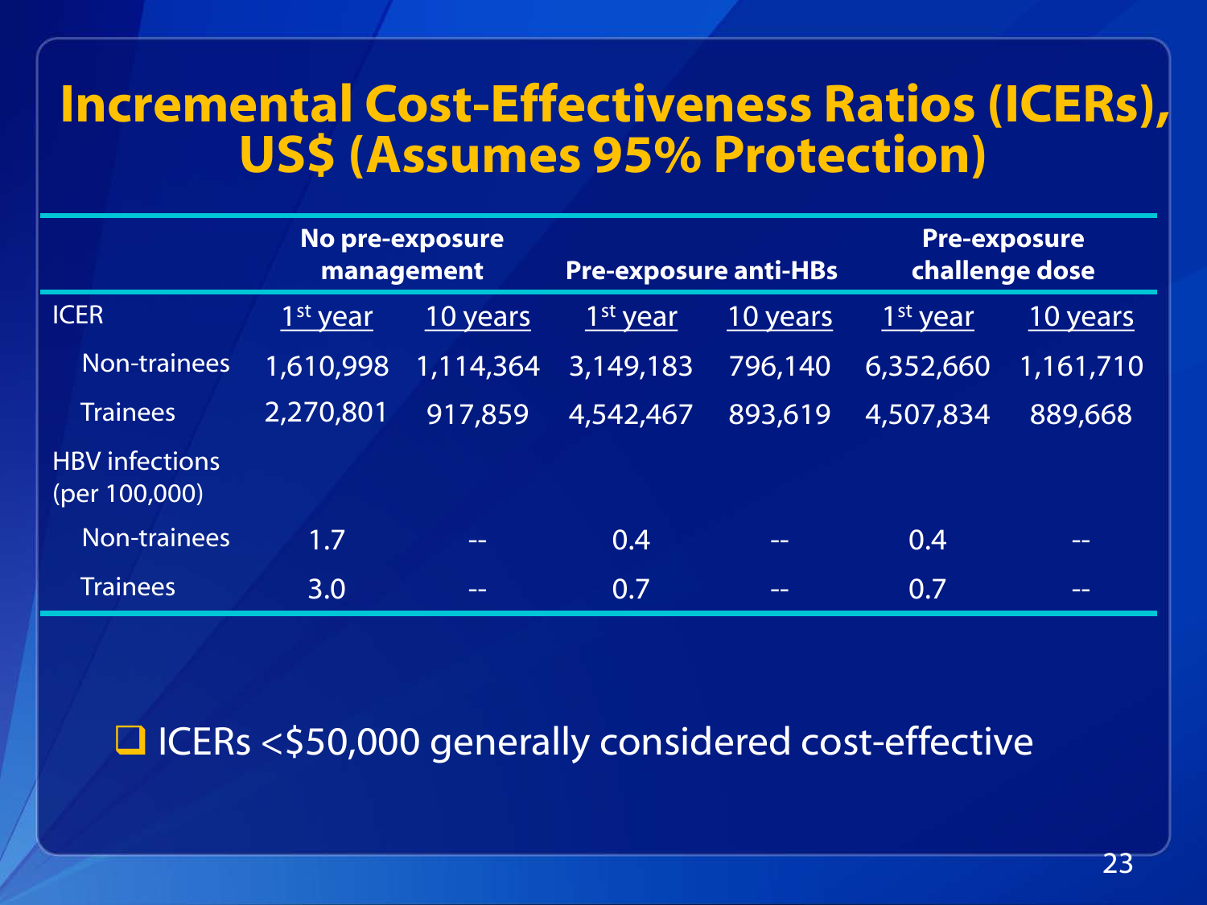# Incremental Cost-Effectiveness Ratios (ICERs), US$ (Assumes 95% Protection)

| | No pre-exposure management | | Pre-exposure anti-HBs | | Pre-exposure challenge dose | |
|---|---|---|---|---|---|---|
| ICER | 1st year | 10 years | 1st year | 10 years | 1st year | 10 years |
| Non-trainees | 1,610,998 | 1,114,364 | 3,149,183 | 796,140 | 6,352,660 | 1,161,710 |
| Trainees | 2,270,801 | 917,859 | 4,542,467 | 893,619 | 4,507,834 | 889,668 |
| HBV infections (per 100,000) | | | | | | |
| Non-trainees | 1.7 | -- | 0.4 | -- | 0.4 | -- |
| Trainees | 3.0 | -- | 0.7 | -- | 0.7 | -- |

- ICERs <$50,000 generally considered cost-effective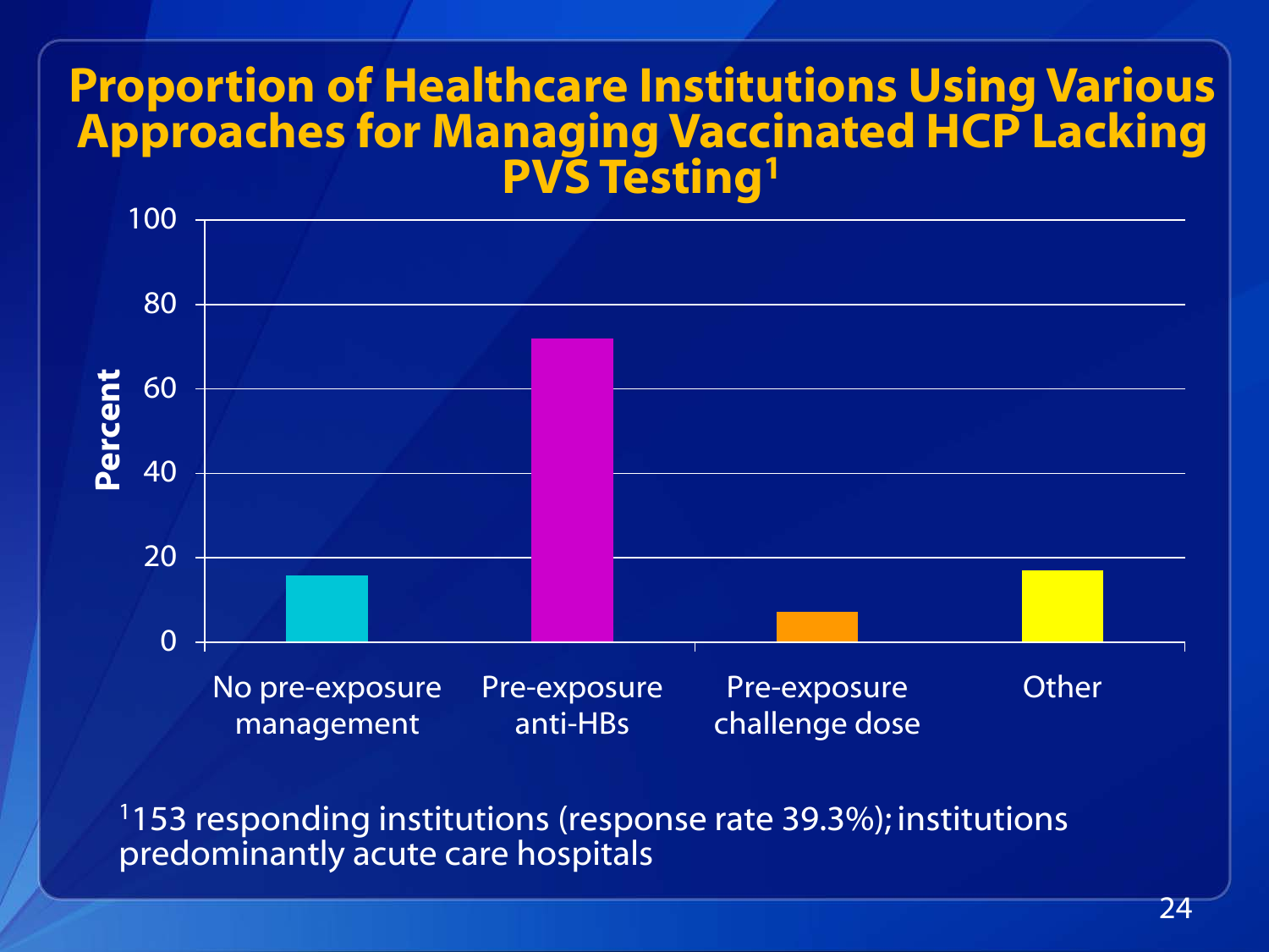# Proportion of Healthcare Institutions Using Various Approaches for Managing Vaccinated HCP Lacking PVS Testing[1]

| Approach | Percent |
|---|---|
| No pre-exposure management | ~16 |
| Pre-exposure anti-HBs | ~72 |
| Pre-exposure challenge dose | ~7 |
| Other | ~17 |

[1]153 responding institutions (response rate 39.3%); institutions predominantly acute care hospitals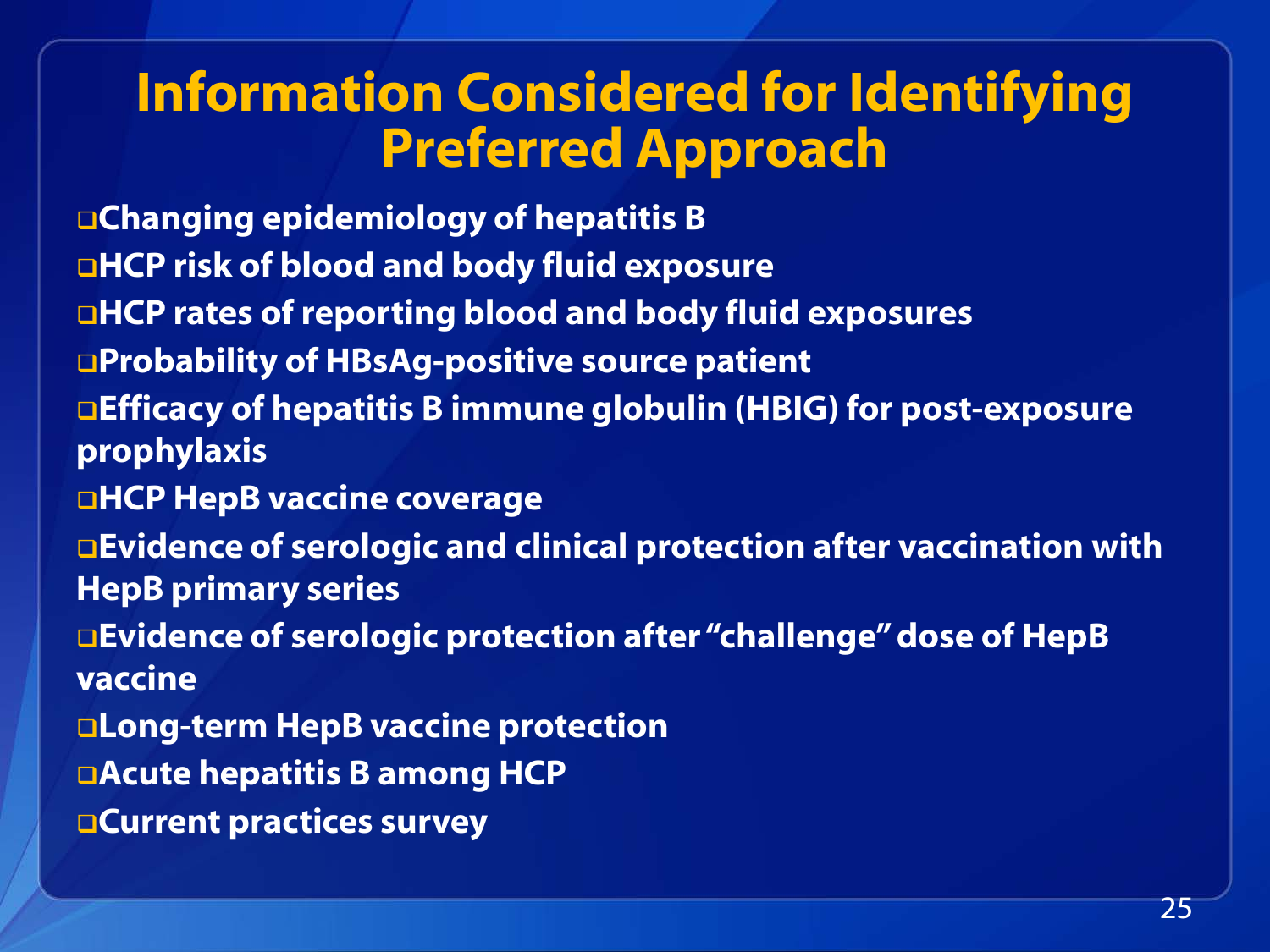# Information Considered for Identifying Preferred Approach

- **Changing epidemiology of hepatitis B**
- **HCP risk of blood and body fluid exposure**
- **HCP rates of reporting blood and body fluid exposures**
- **Probability of HBsAg-positive source patient**
- **Efficacy of hepatitis B immune globulin (HBIG) for post-exposure prophylaxis**
- **HCP HepB vaccine coverage**
- **Evidence of serologic and clinical protection after vaccination with HepB primary series**
- **Evidence of serologic protection after "challenge" dose of HepB vaccine**
- **Long-term HepB vaccine protection**
- **Acute hepatitis B among HCP**
- **Current practices survey**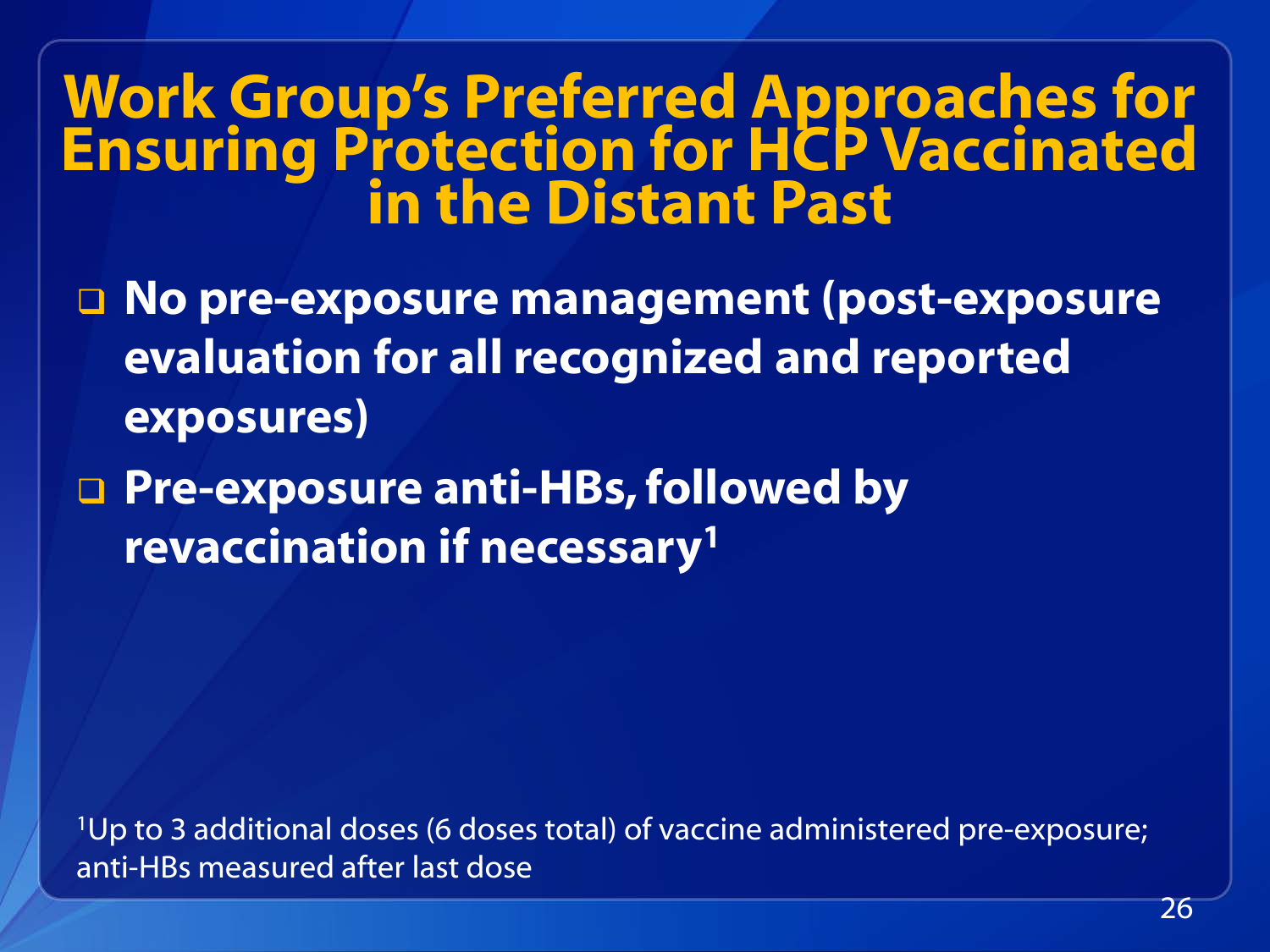# Work Group's Preferred Approaches for Ensuring Protection for HCP Vaccinated in the Distant Past

- **No pre-exposure management (post-exposure evaluation for all recognized and reported exposures)**
- **Pre-exposure anti-HBs, followed by revaccination if necessary[1]**

[1]Up to 3 additional doses (6 doses total) of vaccine administered pre-exposure; anti-HBs measured after last dose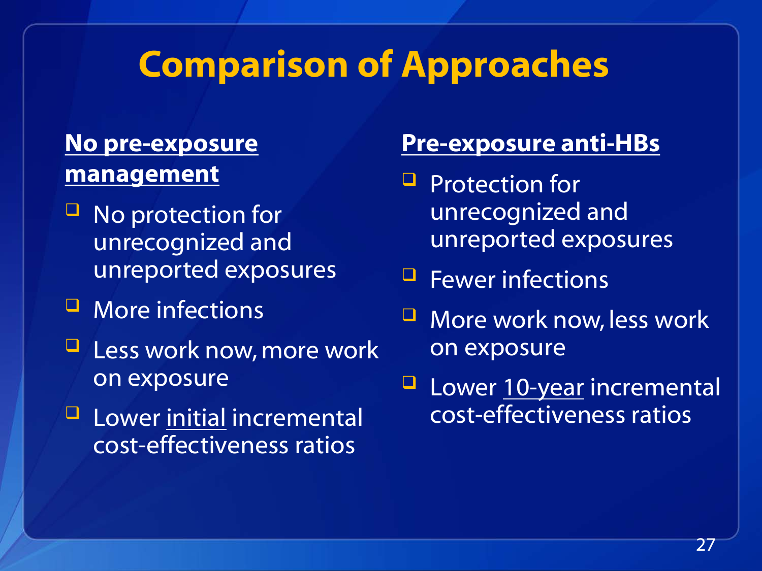# Comparison of Approaches

**No pre-exposure management**

- No protection for unrecognized and unreported exposures
- More infections
- Less work now, more work on exposure
- Lower initial incremental cost-effectiveness ratios

**Pre-exposure anti-HBs**

- Protection for unrecognized and unreported exposures
- Fewer infections
- More work now, less work on exposure
- Lower 10-year incremental cost-effectiveness ratios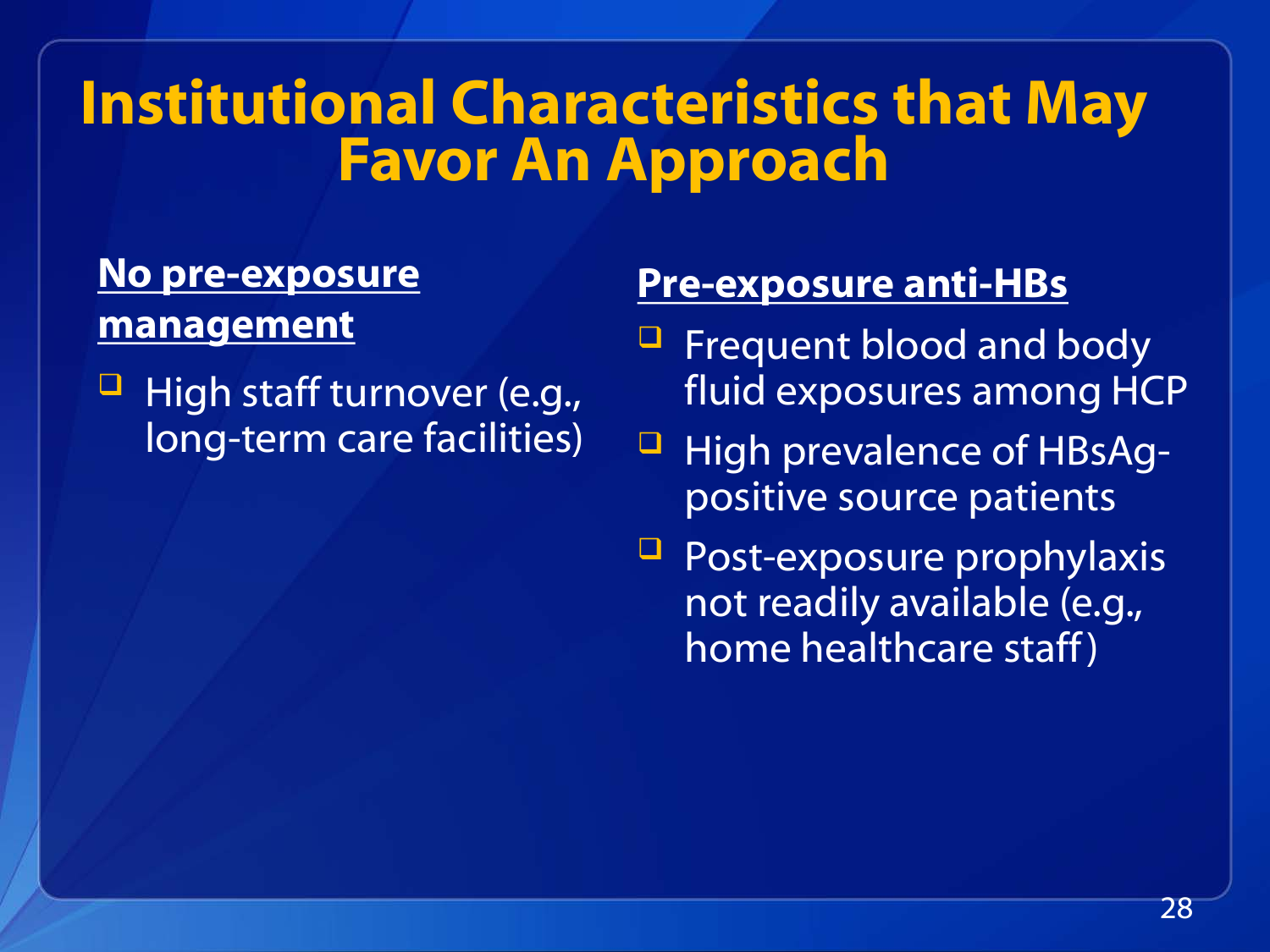# Institutional Characteristics that May Favor An Approach

**No pre-exposure management**

- High staff turnover (e.g., long-term care facilities)

**Pre-exposure anti-HBs**

- Frequent blood and body fluid exposures among HCP
- High prevalence of HBsAg-positive source patients
- Post-exposure prophylaxis not readily available (e.g., home healthcare staff)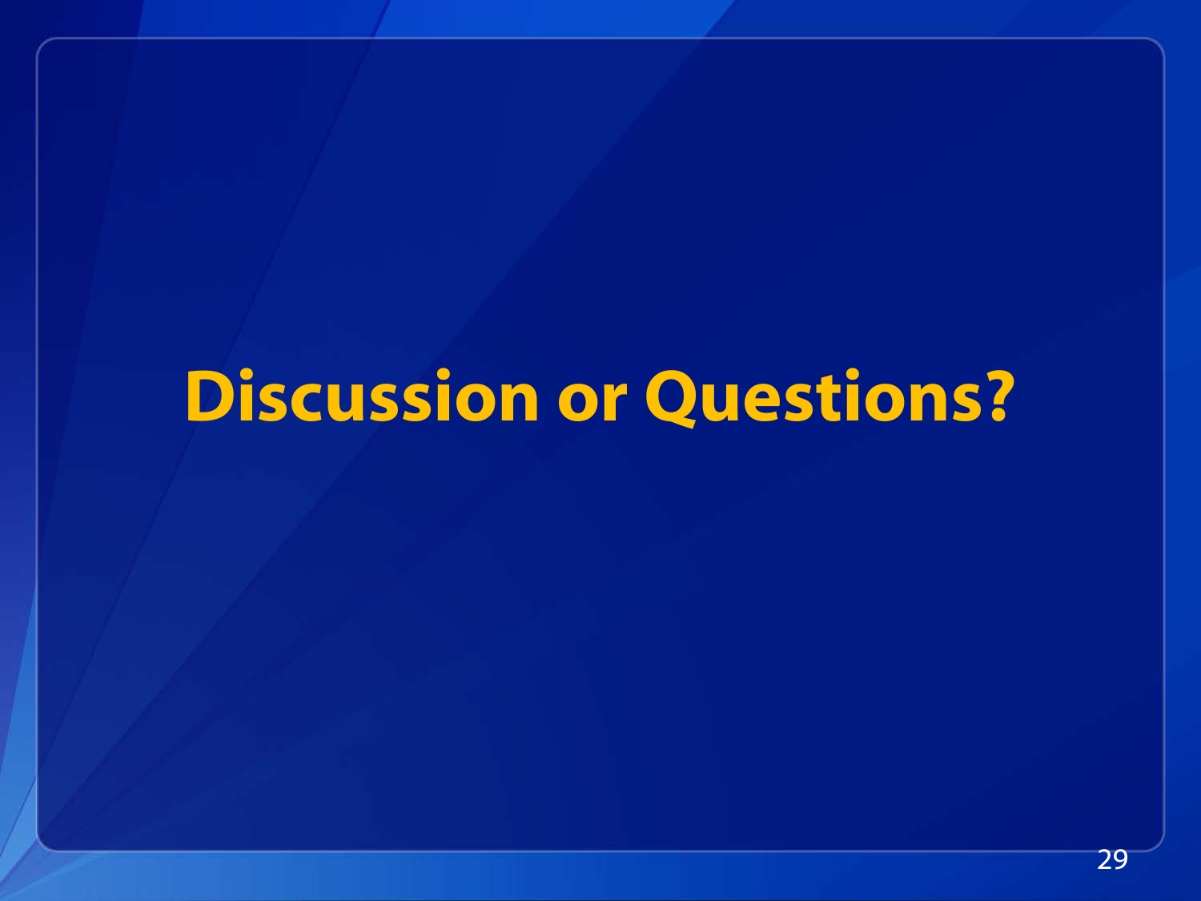# Discussion or Questions?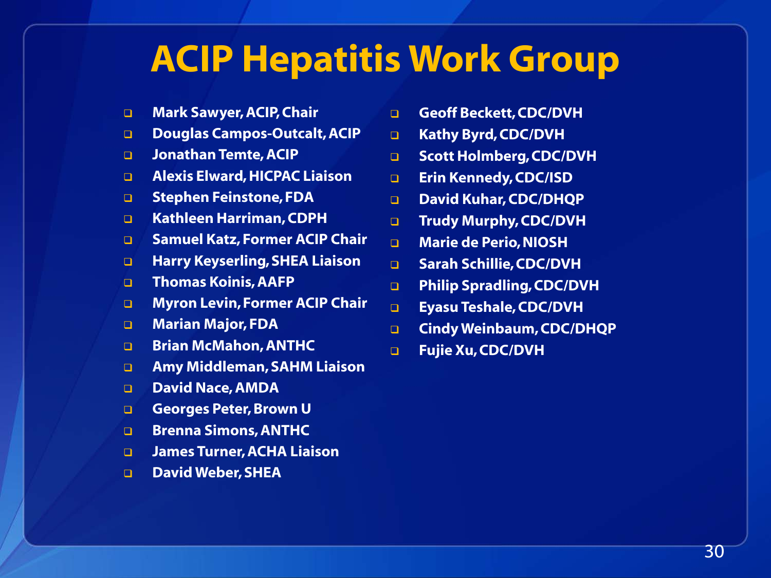# ACIP Hepatitis Work Group

- Mark Sawyer, ACIP, Chair
- Douglas Campos-Outcalt, ACIP
- Jonathan Temte, ACIP
- Alexis Elward, HICPAC Liaison
- Stephen Feinstone, FDA
- Kathleen Harriman, CDPH
- Samuel Katz, Former ACIP Chair
- Harry Keyserling, SHEA Liaison
- Thomas Koinis, AAFP
- Myron Levin, Former ACIP Chair
- Marian Major, FDA
- Brian McMahon, ANTHC
- Amy Middleman, SAHM Liaison
- David Nace, AMDA
- Georges Peter, Brown U
- Brenna Simons, ANTHC
- James Turner, ACHA Liaison
- David Weber, SHEA
- Geoff Beckett, CDC/DVH
- Kathy Byrd, CDC/DVH
- Scott Holmberg, CDC/DVH
- Erin Kennedy, CDC/ISD
- David Kuhar, CDC/DHQP
- Trudy Murphy, CDC/DVH
- Marie de Perio, NIOSH
- Sarah Schillie, CDC/DVH
- Philip Spradling, CDC/DVH
- Eyasu Teshale, CDC/DVH
- Cindy Weinbaum, CDC/DHQP
- Fujie Xu, CDC/DVH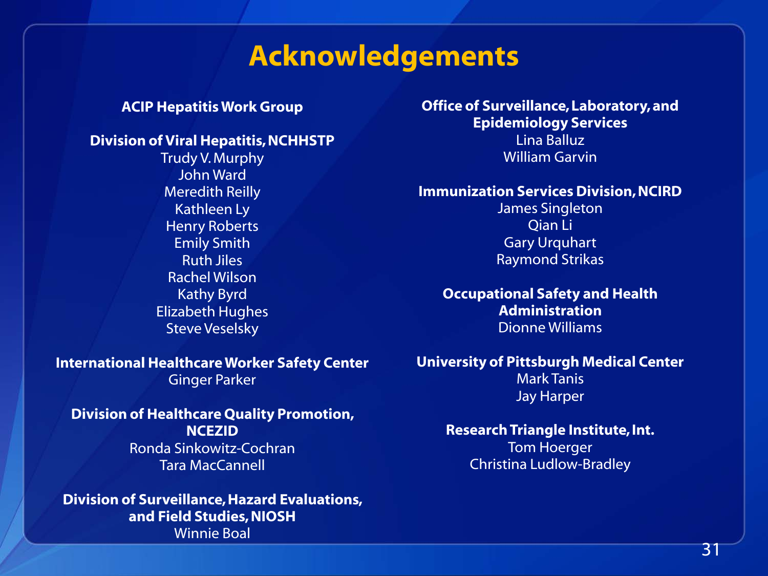# Acknowledgements

**ACIP Hepatitis Work Group**

**Division of Viral Hepatitis, NCHHSTP**
Trudy V. Murphy
John Ward
Meredith Reilly
Kathleen Ly
Henry Roberts
Emily Smith
Ruth Jiles
Rachel Wilson
Kathy Byrd
Elizabeth Hughes
Steve Veselsky

**International Healthcare Worker Safety Center**
Ginger Parker

**Division of Healthcare Quality Promotion, NCEZID**
Ronda Sinkowitz-Cochran
Tara MacCannell

**Division of Surveillance, Hazard Evaluations, and Field Studies, NIOSH**
Winnie Boal

**Office of Surveillance, Laboratory, and Epidemiology Services**
Lina Balluz
William Garvin

**Immunization Services Division, NCIRD**
James Singleton
Qian Li
Gary Urquhart
Raymond Strikas

**Occupational Safety and Health Administration**
Dionne Williams

**University of Pittsburgh Medical Center**
Mark Tanis
Jay Harper

**Research Triangle Institute, Int.**
Tom Hoerger
Christina Ludlow-Bradley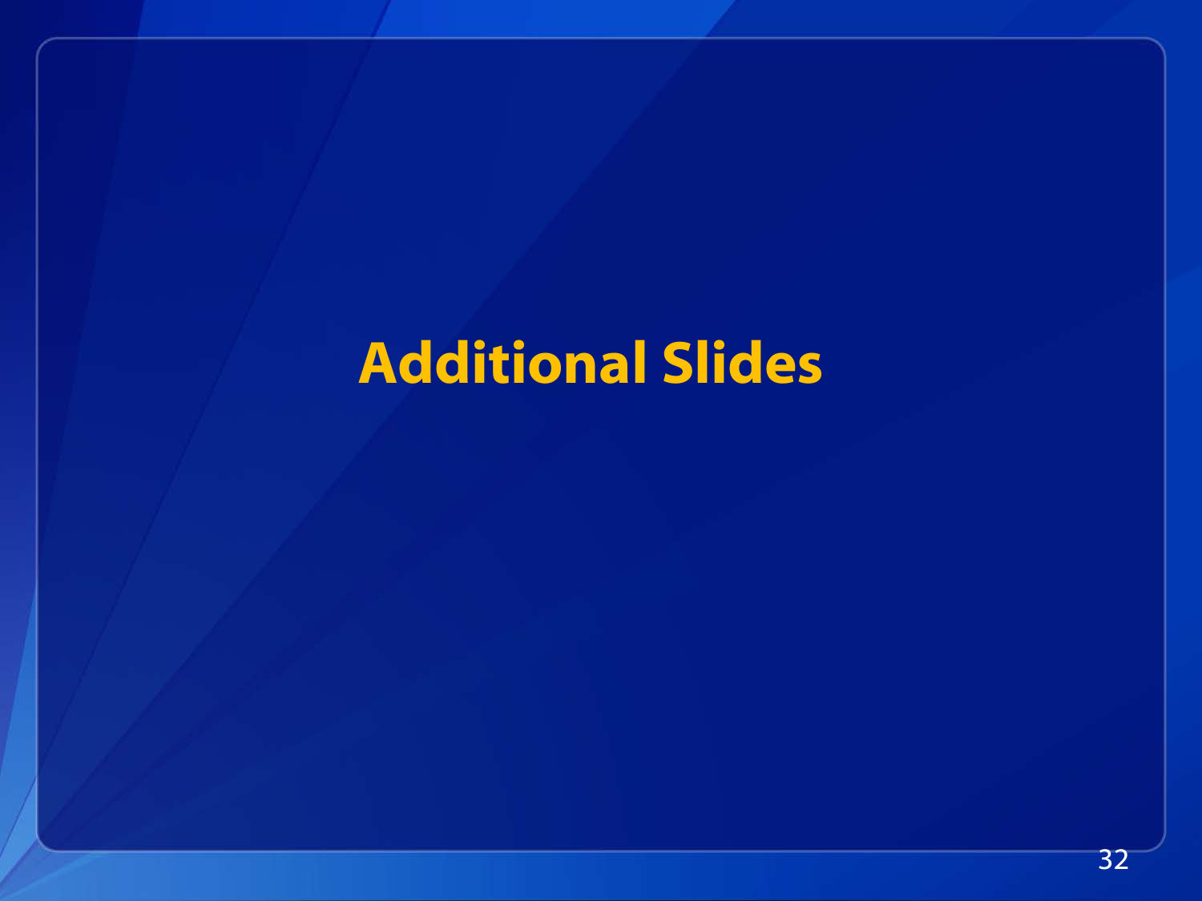# Additional Slides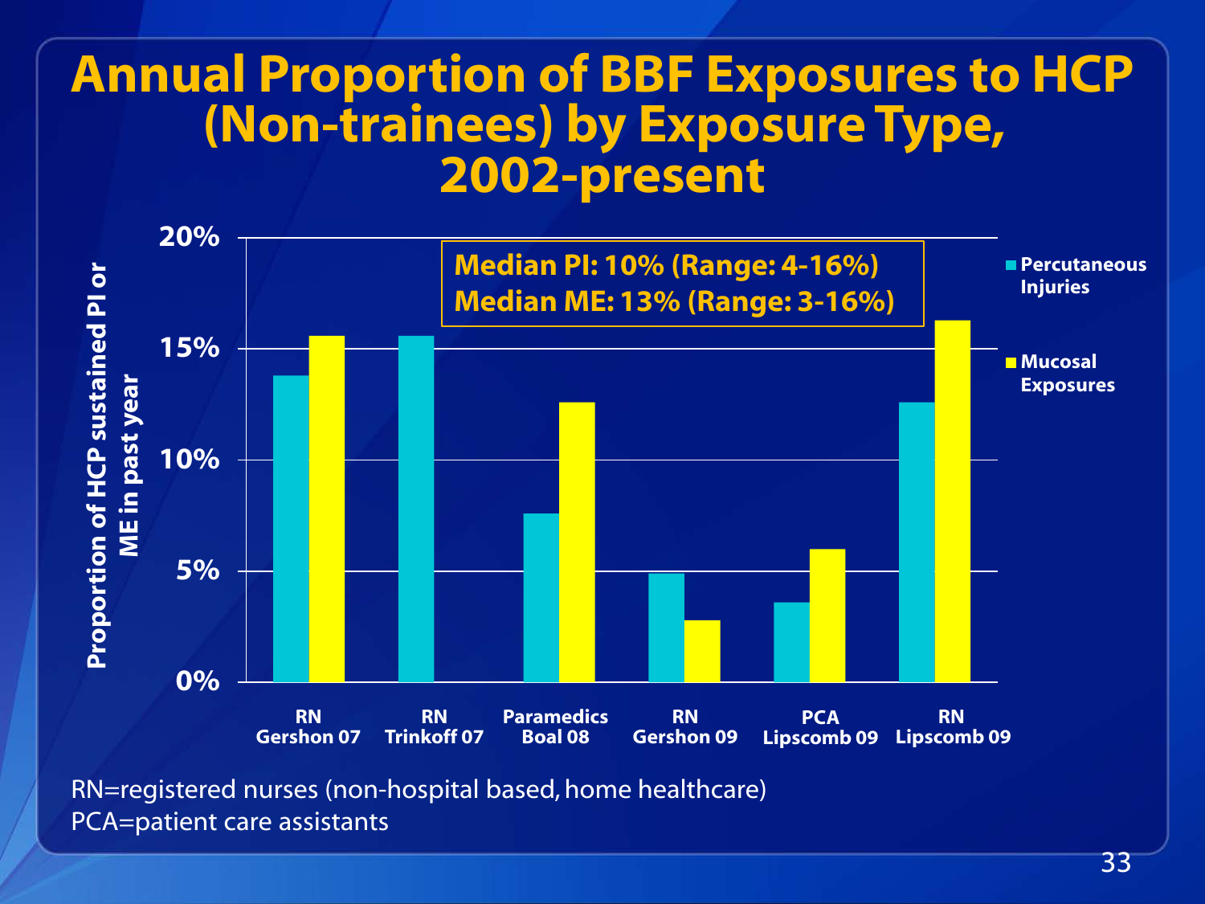# Annual Proportion of BBF Exposures to HCP (Non-trainees) by Exposure Type, 2002-present

Median PI: 10% (Range: 4-16%)
Median ME: 13% (Range: 3-16%)

Proportion of HCP sustained PI or ME in past year

| Study | Percutaneous Injuries | Mucosal Exposures |
|---|---|---|
| RN Gershon 07 | ~14% | ~16% |
| RN Trinkoff 07 | ~16% | |
| Paramedics Boal 08 | ~8% | ~13% |
| RN Gershon 09 | ~5% | ~3% |
| PCA Lipscomb 09 | ~4% | ~6% |
| RN Lipscomb 09 | ~13% | ~16% |

RN=registered nurses (non-hospital based, home healthcare)
PCA=patient care assistants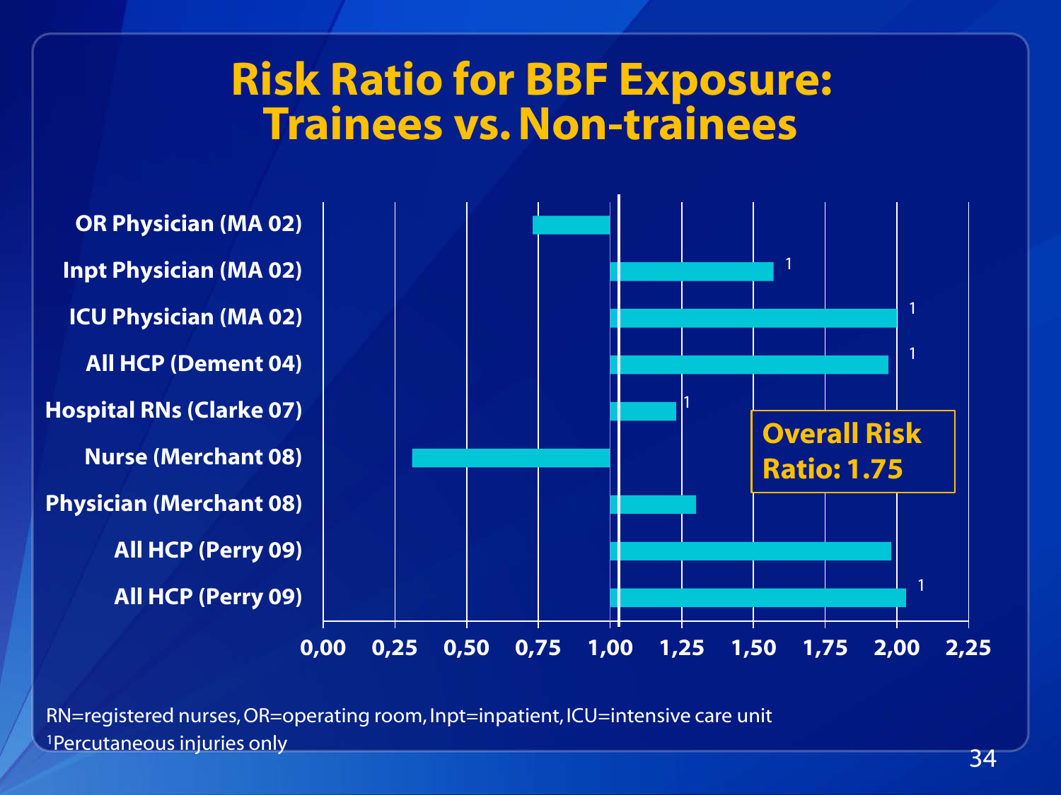# Risk Ratio for BBF Exposure: Trainees vs. Non-trainees

| Study | Risk Ratio (approx.) |
|---|---|
| OR Physician (MA 02) | ~0.73 |
| Inpt Physician (MA 02)[1] | ~1.57 |
| ICU Physician (MA 02)[1] | ~2.00 |
| All HCP (Dement 04)[1] | ~1.97 |
| Hospital RNs (Clarke 07)[1] | ~1.23 |
| Nurse (Merchant 08) | ~0.31 |
| Physician (Merchant 08) | ~1.30 |
| All HCP (Perry 09) | ~1.98 |
| All HCP (Perry 09)[1] | ~2.03 |

Axis: 0,00 – 0,25 – 0,50 – 0,75 – 1,00 – 1,25 – 1,50 – 1,75 – 2,00 – 2,25

**Overall Risk Ratio: 1.75**

RN=registered nurses, OR=operating room, Inpt=inpatient, ICU=intensive care unit

[1]Percutaneous injuries only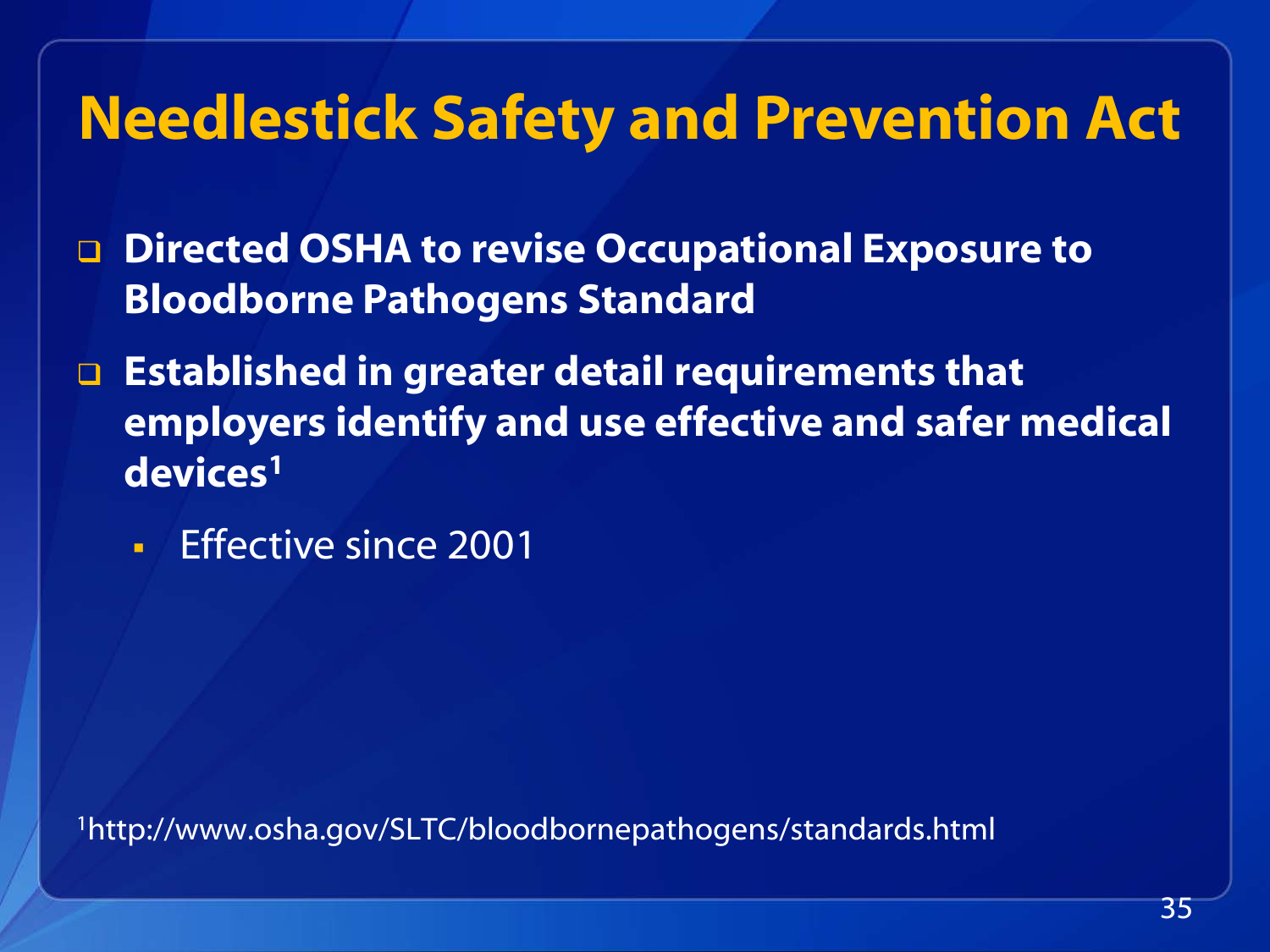# Needlestick Safety and Prevention Act

- **Directed OSHA to revise Occupational Exposure to Bloodborne Pathogens Standard**
- **Established in greater detail requirements that employers identify and use effective and safer medical devices[1]**
  - Effective since 2001

[1]http://www.osha.gov/SLTC/bloodbornepathogens/standards.html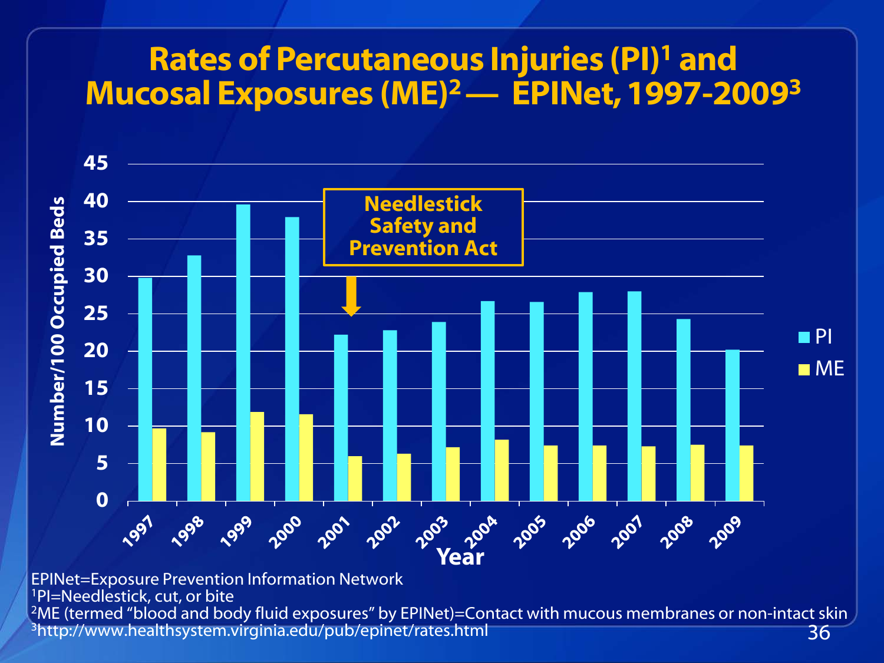# Rates of Percutaneous Injuries (PI)[1] and Mucosal Exposures (ME)[2] — EPINet, 1997-2009[3]

Needlestick Safety and Prevention Act

Number/100 Occupied Beds

Year

| Year | PI | ME |
|---|---|---|
| 1997 | 29.8 | 9.7 |
| 1998 | 32.8 | 9.2 |
| 1999 | 39.6 | 11.9 |
| 2000 | 37.9 | 11.6 |
| 2001 | 22.2 | 6.0 |
| 2002 | 22.8 | 6.3 |
| 2003 | 23.9 | 7.2 |
| 2004 | 26.7 | 8.2 |
| 2005 | 26.6 | 7.4 |
| 2006 | 27.9 | 7.4 |
| 2007 | 28.0 | 7.3 |
| 2008 | 24.3 | 7.5 |
| 2009 | 20.2 | 7.4 |

EPINet=Exposure Prevention Information Network

[1]PI=Needlestick, cut, or bite

[2]ME (termed "blood and body fluid exposures" by EPINet)=Contact with mucous membranes or non-intact skin

[3]http://www.healthsystem.virginia.edu/pub/epinet/rates.html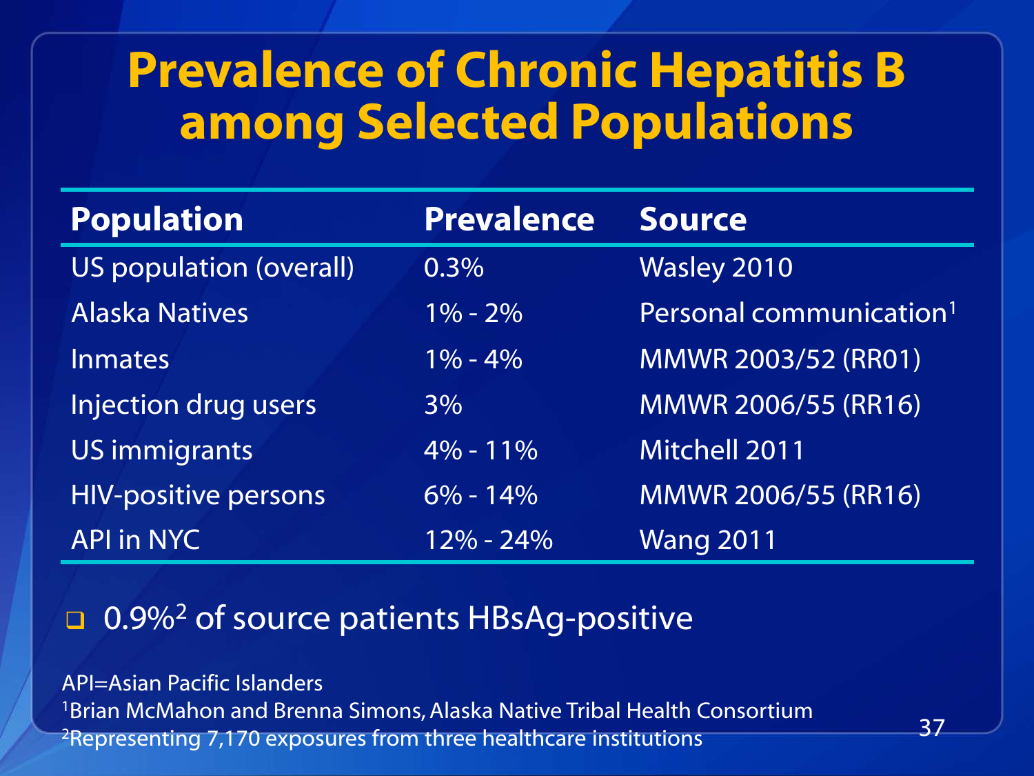# Prevalence of Chronic Hepatitis B among Selected Populations

| Population | Prevalence | Source |
|---|---|---|
| US population (overall) | 0.3% | Wasley 2010 |
| Alaska Natives | 1% - 2% | Personal communication[1] |
| Inmates | 1% - 4% | MMWR 2003/52 (RR01) |
| Injection drug users | 3% | MMWR 2006/55 (RR16) |
| US immigrants | 4% - 11% | Mitchell 2011 |
| HIV-positive persons | 6% - 14% | MMWR 2006/55 (RR16) |
| API in NYC | 12% - 24% | Wang 2011 |

- 0.9%[2] of source patients HBsAg-positive

API=Asian Pacific Islanders

[1]Brian McMahon and Brenna Simons, Alaska Native Tribal Health Consortium

[2]Representing 7,170 exposures from three healthcare institutions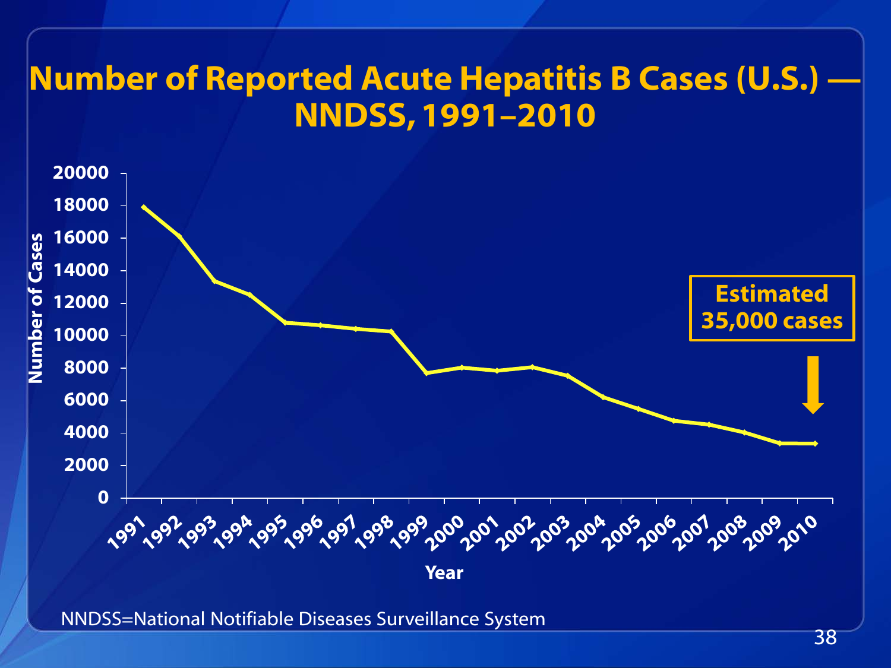# Number of Reported Acute Hepatitis B Cases (U.S.) — NNDSS, 1991–2010

Number of Cases

20000
18000
16000
14000
12000
10000
8000
6000
4000
2000
0

1991 1992 1993 1994 1995 1996 1997 1998 1999 2000 2001 2002 2003 2004 2005 2006 2007 2008 2009 2010

Year

**Estimated 35,000 cases**

NNDSS=National Notifiable Diseases Surveillance System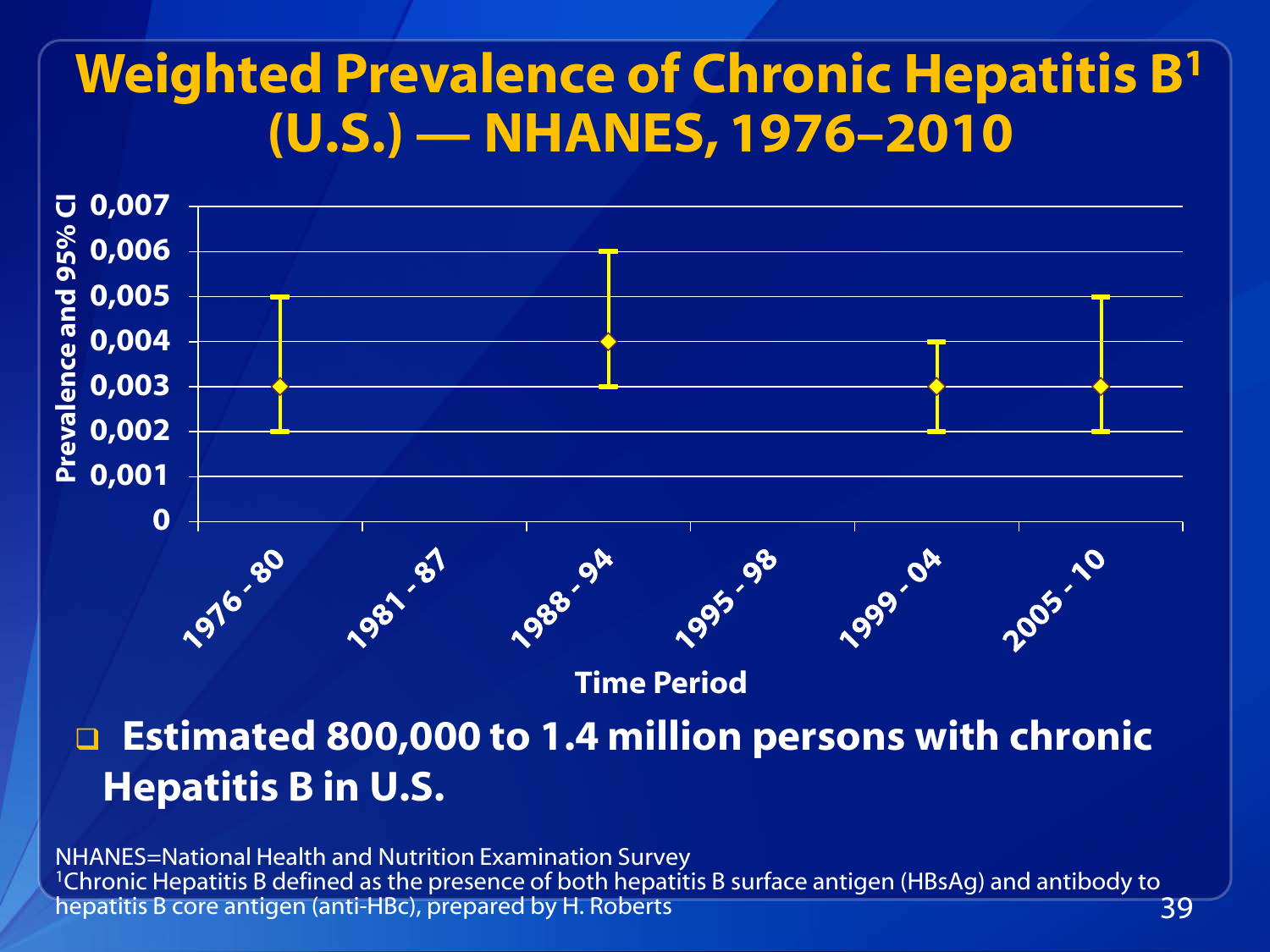# Weighted Prevalence of Chronic Hepatitis B[1] (U.S.) — NHANES, 1976–2010

- **Estimated 800,000 to 1.4 million persons with chronic Hepatitis B in U.S.**

NHANES=National Health and Nutrition Examination Survey
[1]Chronic Hepatitis B defined as the presence of both hepatitis B surface antigen (HBsAg) and antibody to hepatitis B core antigen (anti-HBc), prepared by H. Roberts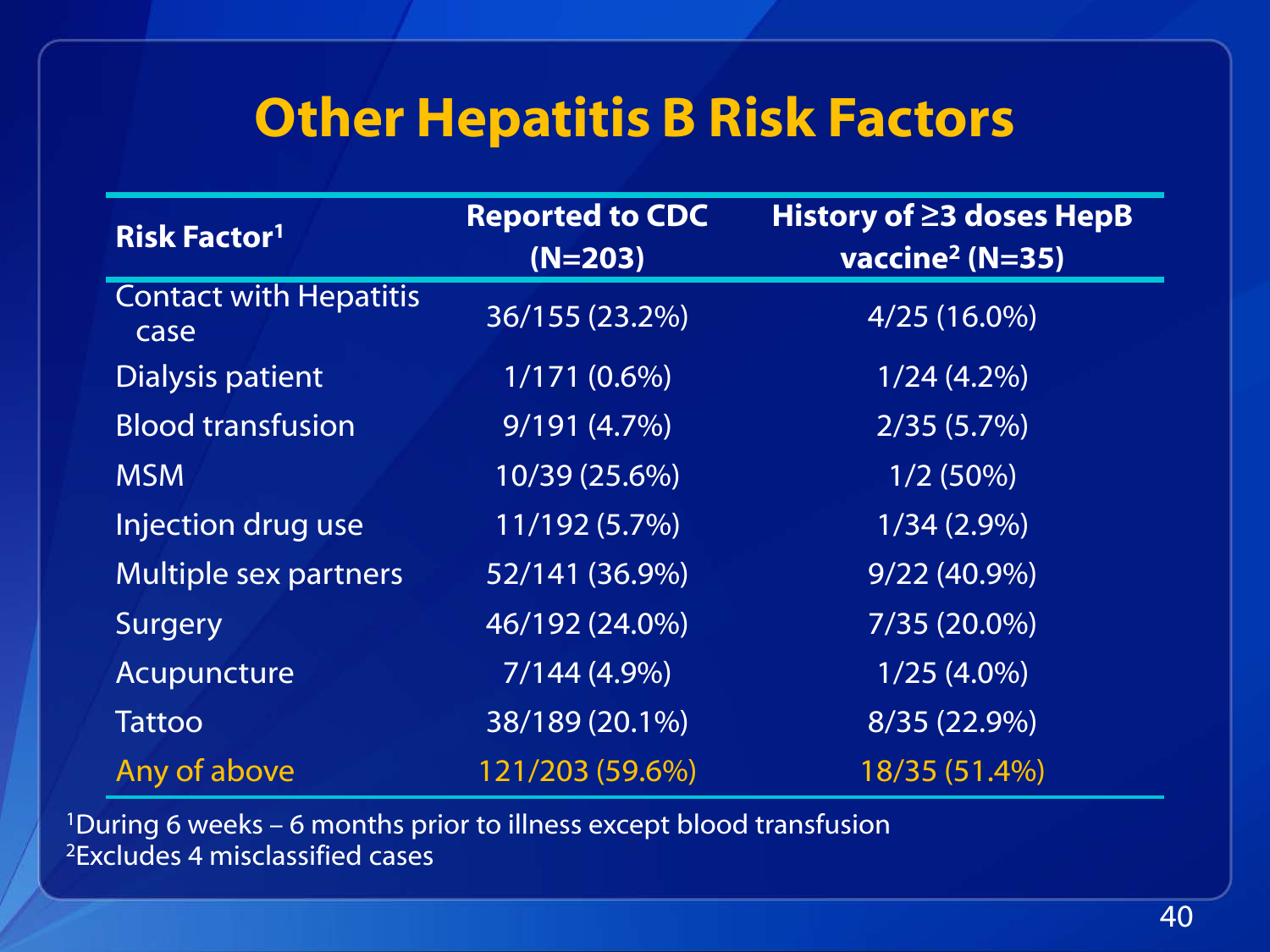# Other Hepatitis B Risk Factors

| Risk Factor[1] | Reported to CDC (N=203) | History of ≥3 doses HepB vaccine[2] (N=35) |
|---|---|---|
| Contact with Hepatitis case | 36/155 (23.2%) | 4/25 (16.0%) |
| Dialysis patient | 1/171 (0.6%) | 1/24 (4.2%) |
| Blood transfusion | 9/191 (4.7%) | 2/35 (5.7%) |
| MSM | 10/39 (25.6%) | 1/2 (50%) |
| Injection drug use | 11/192 (5.7%) | 1/34 (2.9%) |
| Multiple sex partners | 52/141 (36.9%) | 9/22 (40.9%) |
| Surgery | 46/192 (24.0%) | 7/35 (20.0%) |
| Acupuncture | 7/144 (4.9%) | 1/25 (4.0%) |
| Tattoo | 38/189 (20.1%) | 8/35 (22.9%) |
| Any of above | 121/203 (59.6%) | 18/35 (51.4%) |

[1]During 6 weeks – 6 months prior to illness except blood transfusion
[2]Excludes 4 misclassified cases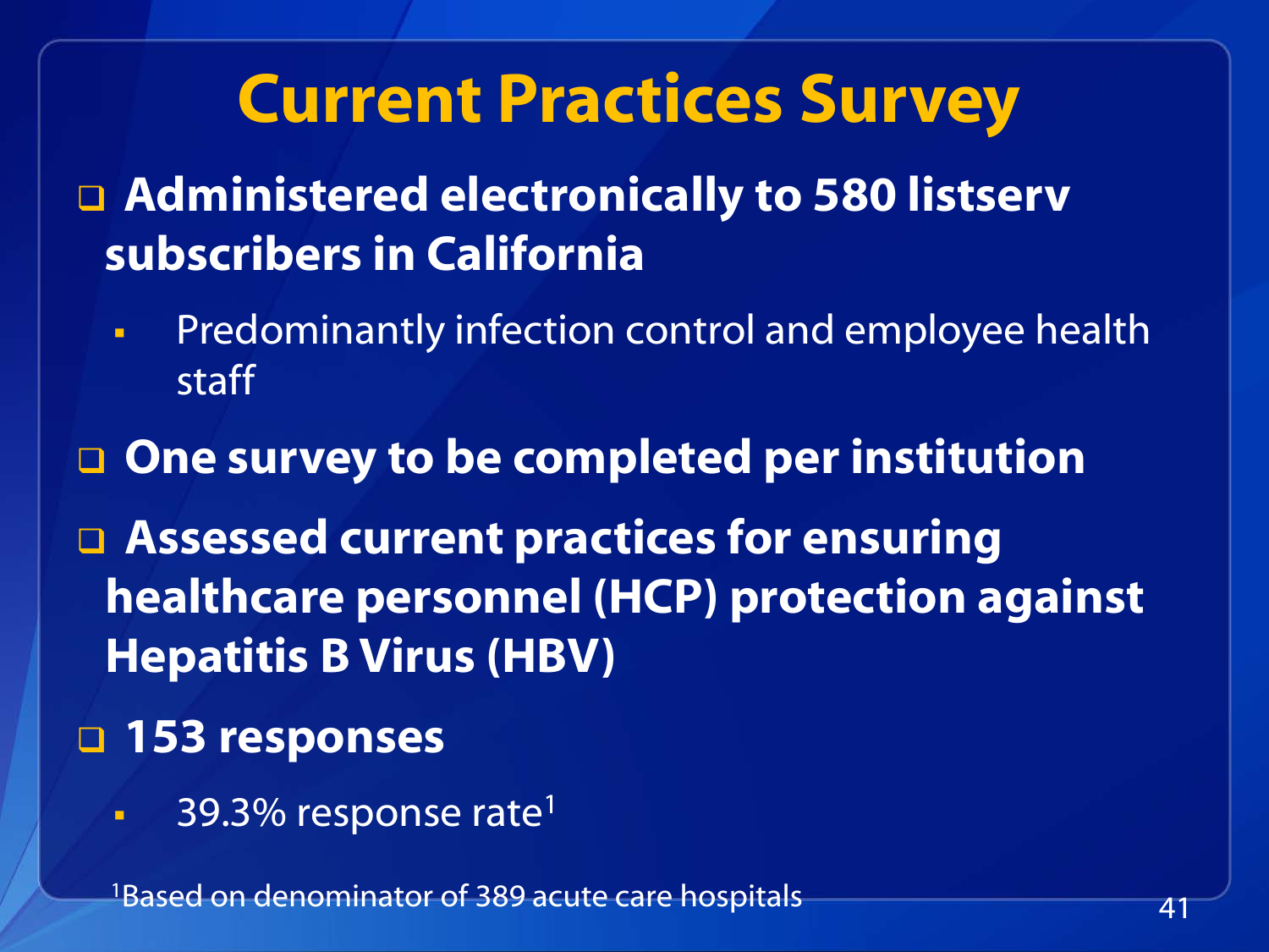# Current Practices Survey

- **Administered electronically to 580 listserv subscribers in California**
  - Predominantly infection control and employee health staff
- **One survey to be completed per institution**
- **Assessed current practices for ensuring healthcare personnel (HCP) protection against Hepatitis B Virus (HBV)**
- **153 responses**
  - 39.3% response rate[1]

[1] Based on denominator of 389 acute care hospitals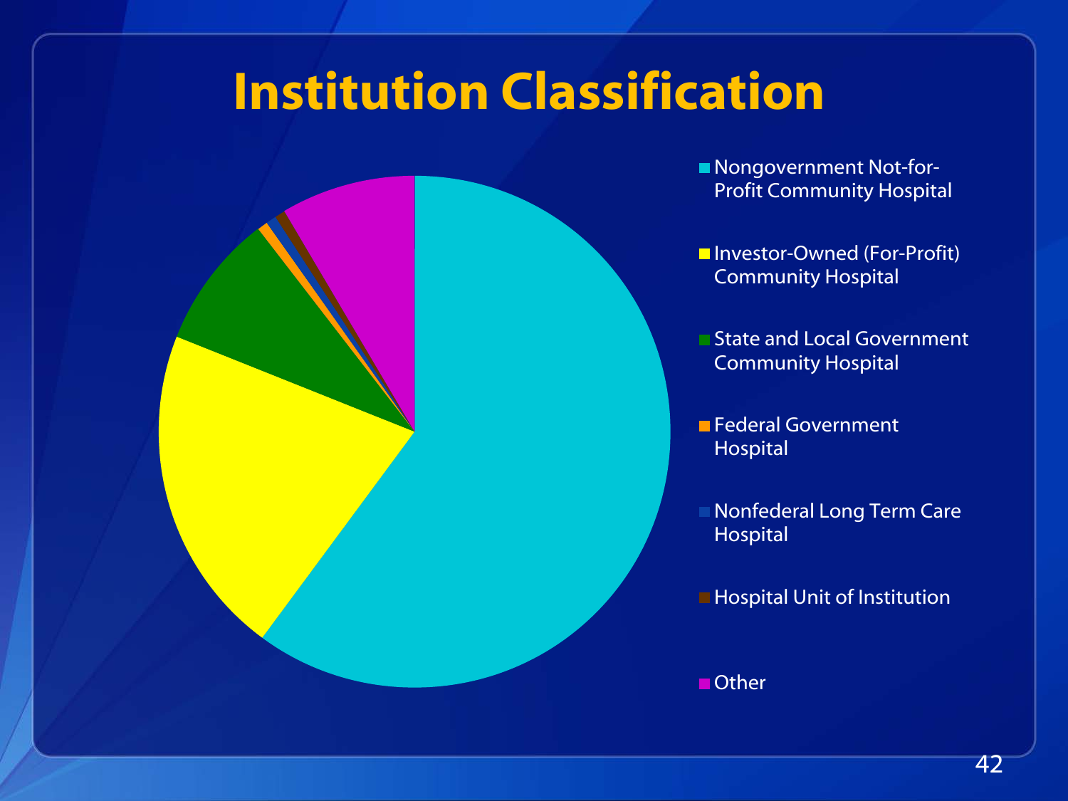# Institution Classification

- Nongovernment Not-for-Profit Community Hospital
- Investor-Owned (For-Profit) Community Hospital
- State and Local Government Community Hospital
- Federal Government Hospital
- Nonfederal Long Term Care Hospital
- Hospital Unit of Institution
- Other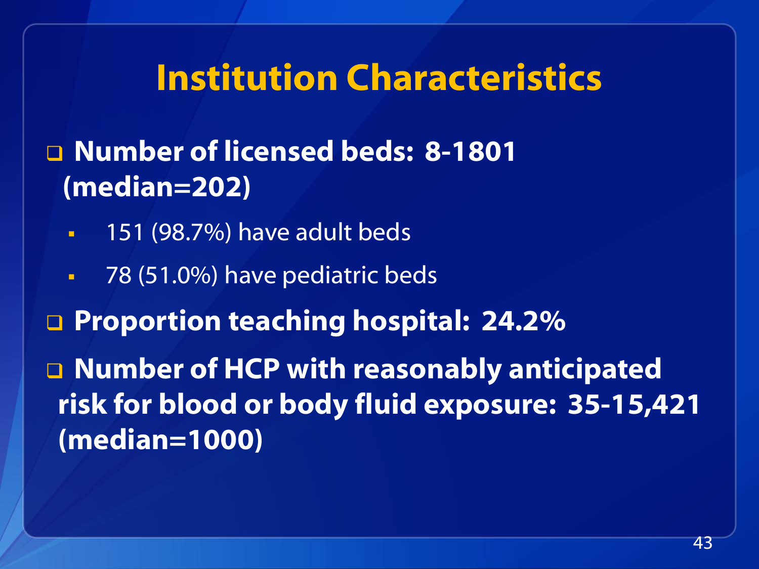# Institution Characteristics

- **Number of licensed beds: 8-1801 (median=202)**
  - 151 (98.7%) have adult beds
  - 78 (51.0%) have pediatric beds
- **Proportion teaching hospital: 24.2%**
- **Number of HCP with reasonably anticipated risk for blood or body fluid exposure: 35-15,421 (median=1000)**